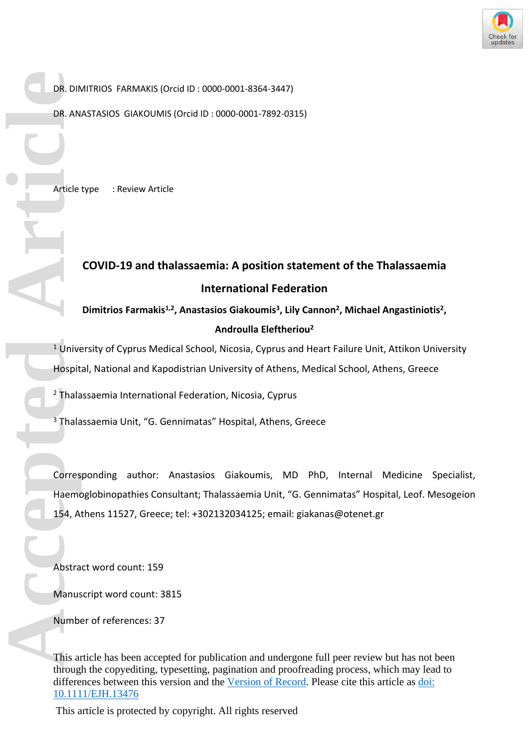DR. DIMITRIOS FARMAKIS (Orcid ID : 0000-0001-8364-3447)

DR. ANASTASIOS GIAKOUMIS (Orcid ID : 0000-0001-7892-0315)

Article type : Review Article

# COVID-19 and thalassaemia: A position statement of the Thalassaemia International Federation

**Dimitrios Farmakis[1,2], Anastasios Giakoumis[3], Lily Cannon[2], Michael Angastiniotis[2], Androulla Eleftheriou[2]**

[1] University of Cyprus Medical School, Nicosia, Cyprus and Heart Failure Unit, Attikon University Hospital, National and Kapodistrian University of Athens, Medical School, Athens, Greece

[2] Thalassaemia International Federation, Nicosia, Cyprus

[3] Thalassaemia Unit, "G. Gennimatas" Hospital, Athens, Greece

Corresponding author: Anastasios Giakoumis, MD PhD, Internal Medicine Specialist, Haemoglobinopathies Consultant; Thalassaemia Unit, "G. Gennimatas" Hospital, Leof. Mesogeion 154, Athens 11527, Greece; tel: +302132034125; email: giakanas@otenet.gr

Abstract word count: 159

Manuscript word count: 3815

Number of references: 37

This article has been accepted for publication and undergone full peer review but has not been through the copyediting, typesetting, pagination and proofreading process, which may lead to differences between this version and the Version of Record. Please cite this article as doi: 10.1111/EJH.13476

This article is protected by copyright. All rights reserved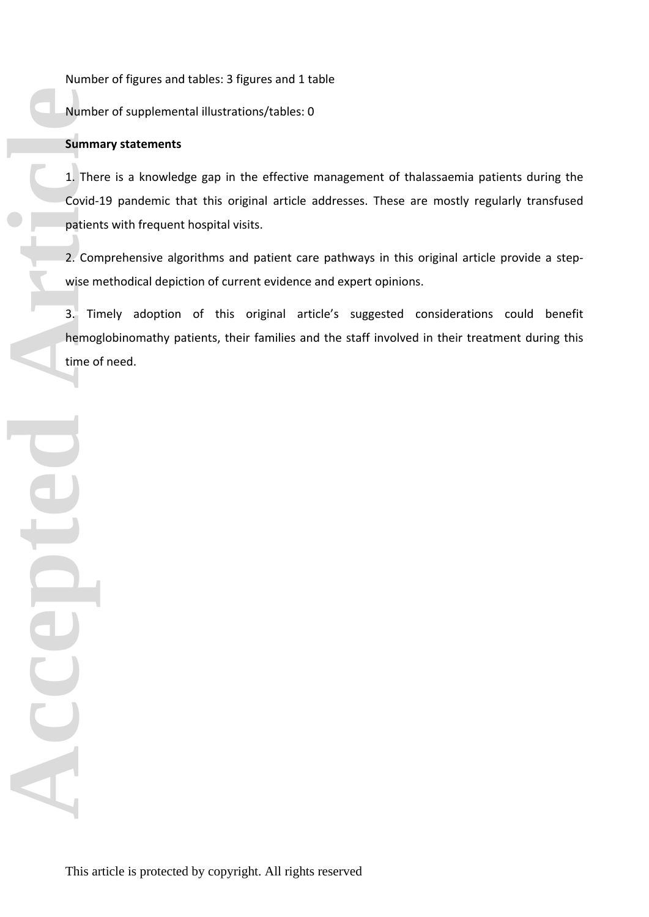Number of figures and tables: 3 figures and 1 table

Number of supplemental illustrations/tables: 0

**Summary statements**

1. There is a knowledge gap in the effective management of thalassaemia patients during the Covid-19 pandemic that this original article addresses. These are mostly regularly transfused patients with frequent hospital visits.

2. Comprehensive algorithms and patient care pathways in this original article provide a step-wise methodical depiction of current evidence and expert opinions.

3. Timely adoption of this original article's suggested considerations could benefit hemoglobinomathy patients, their families and the staff involved in their treatment during this time of need.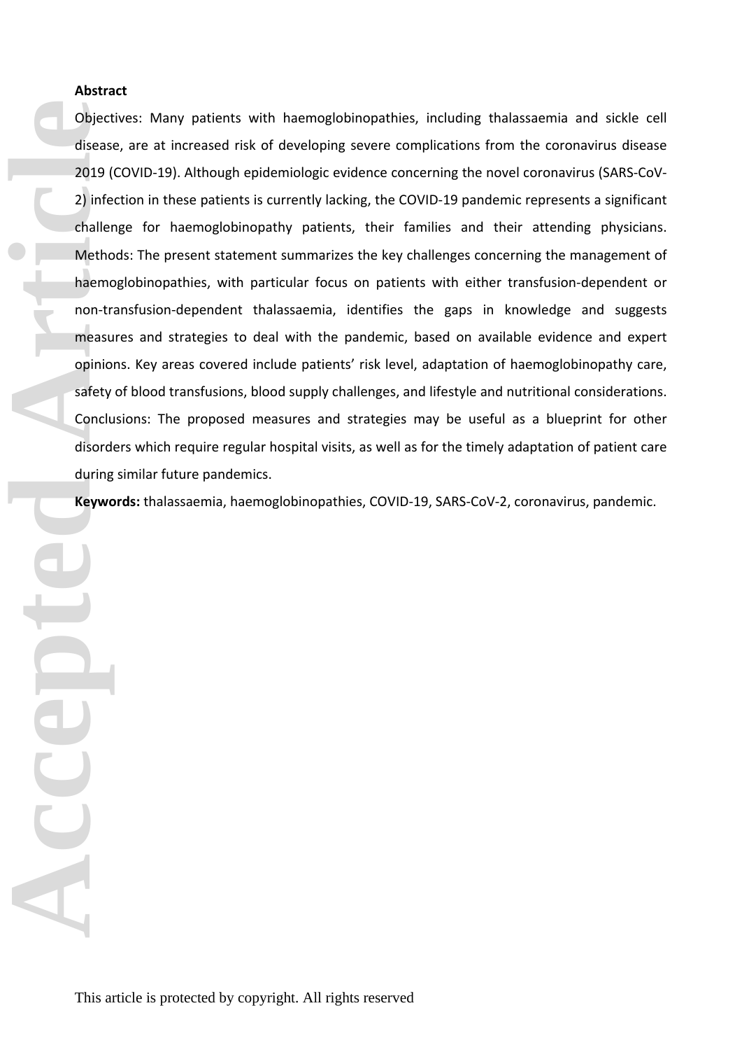**Abstract**

Objectives: Many patients with haemoglobinopathies, including thalassaemia and sickle cell disease, are at increased risk of developing severe complications from the coronavirus disease 2019 (COVID-19). Although epidemiologic evidence concerning the novel coronavirus (SARS-CoV-2) infection in these patients is currently lacking, the COVID-19 pandemic represents a significant challenge for haemoglobinopathy patients, their families and their attending physicians. Methods: The present statement summarizes the key challenges concerning the management of haemoglobinopathies, with particular focus on patients with either transfusion-dependent or non-transfusion-dependent thalassaemia, identifies the gaps in knowledge and suggests measures and strategies to deal with the pandemic, based on available evidence and expert opinions. Key areas covered include patients' risk level, adaptation of haemoglobinopathy care, safety of blood transfusions, blood supply challenges, and lifestyle and nutritional considerations. Conclusions: The proposed measures and strategies may be useful as a blueprint for other disorders which require regular hospital visits, as well as for the timely adaptation of patient care during similar future pandemics.

**Keywords:** thalassaemia, haemoglobinopathies, COVID-19, SARS-CoV-2, coronavirus, pandemic.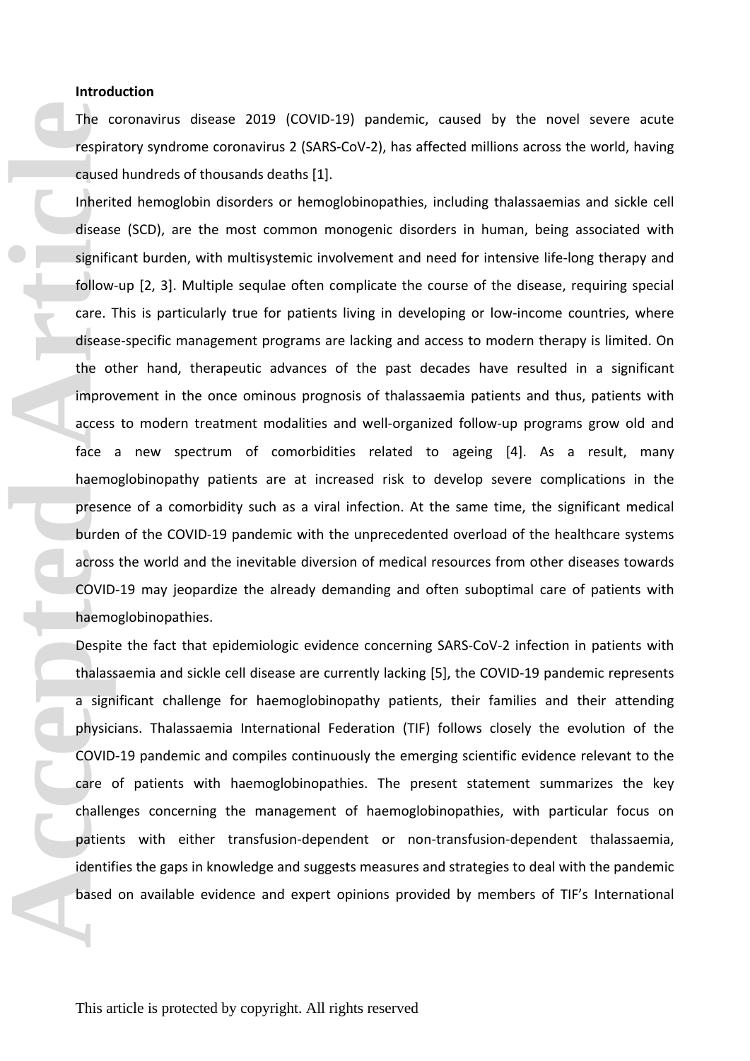**Introduction**

The coronavirus disease 2019 (COVID-19) pandemic, caused by the novel severe acute respiratory syndrome coronavirus 2 (SARS-CoV-2), has affected millions across the world, having caused hundreds of thousands deaths [1].

Inherited hemoglobin disorders or hemoglobinopathies, including thalassaemias and sickle cell disease (SCD), are the most common monogenic disorders in human, being associated with significant burden, with multisystemic involvement and need for intensive life-long therapy and follow-up [2, 3]. Multiple sequlae often complicate the course of the disease, requiring special care. This is particularly true for patients living in developing or low-income countries, where disease-specific management programs are lacking and access to modern therapy is limited. On the other hand, therapeutic advances of the past decades have resulted in a significant improvement in the once ominous prognosis of thalassaemia patients and thus, patients with access to modern treatment modalities and well-organized follow-up programs grow old and face a new spectrum of comorbidities related to ageing [4]. As a result, many haemoglobinopathy patients are at increased risk to develop severe complications in the presence of a comorbidity such as a viral infection. At the same time, the significant medical burden of the COVID-19 pandemic with the unprecedented overload of the healthcare systems across the world and the inevitable diversion of medical resources from other diseases towards COVID-19 may jeopardize the already demanding and often suboptimal care of patients with haemoglobinopathies.

Despite the fact that epidemiologic evidence concerning SARS-CoV-2 infection in patients with thalassaemia and sickle cell disease are currently lacking [5], the COVID-19 pandemic represents a significant challenge for haemoglobinopathy patients, their families and their attending physicians. Thalassaemia International Federation (TIF) follows closely the evolution of the COVID-19 pandemic and compiles continuously the emerging scientific evidence relevant to the care of patients with haemoglobinopathies. The present statement summarizes the key challenges concerning the management of haemoglobinopathies, with particular focus on patients with either transfusion-dependent or non-transfusion-dependent thalassaemia, identifies the gaps in knowledge and suggests measures and strategies to deal with the pandemic based on available evidence and expert opinions provided by members of TIF's International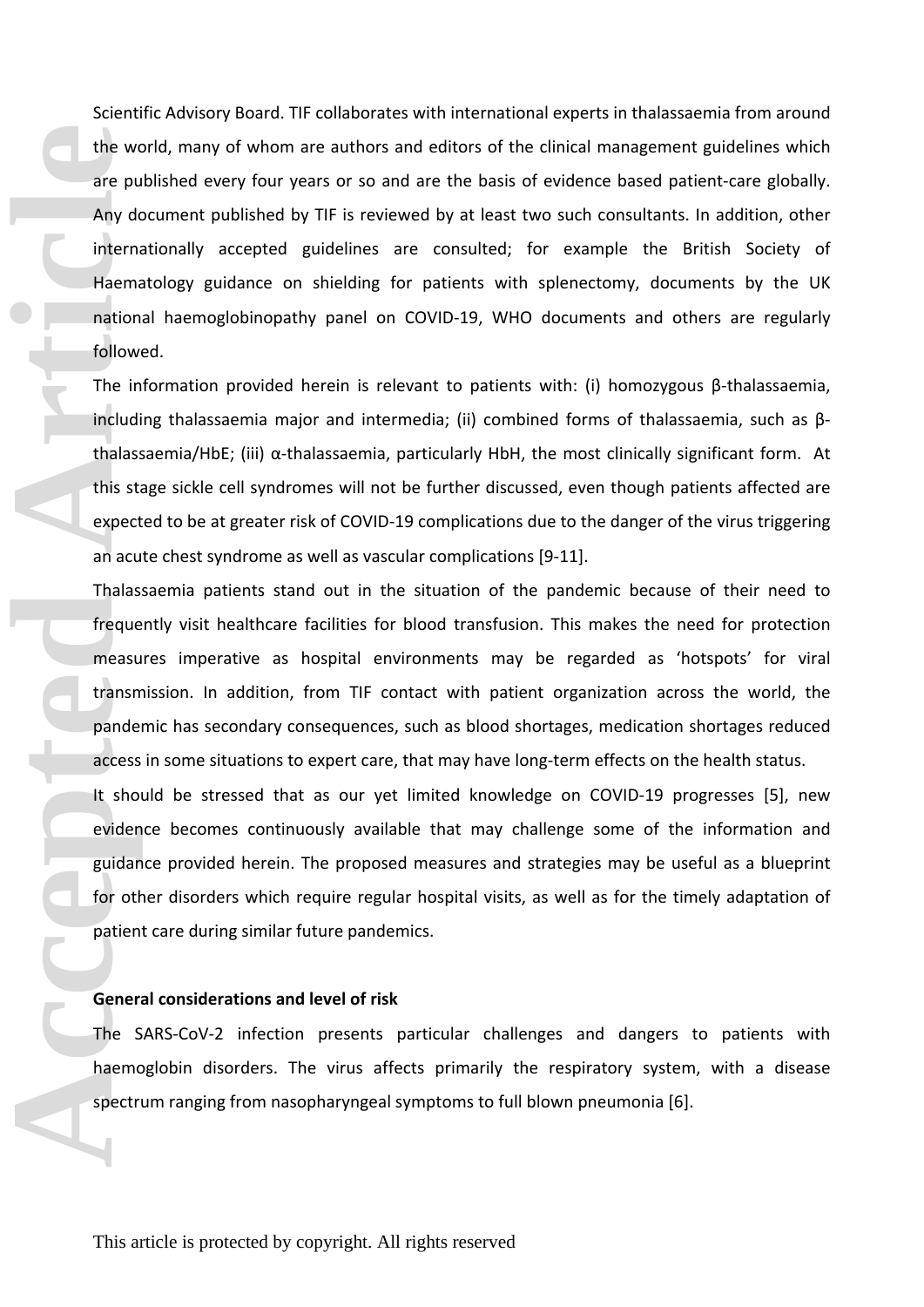Scientific Advisory Board. TIF collaborates with international experts in thalassaemia from around the world, many of whom are authors and editors of the clinical management guidelines which are published every four years or so and are the basis of evidence based patient-care globally. Any document published by TIF is reviewed by at least two such consultants. In addition, other internationally accepted guidelines are consulted; for example the British Society of Haematology guidance on shielding for patients with splenectomy, documents by the UK national haemoglobinopathy panel on COVID-19, WHO documents and others are regularly followed.

The information provided herein is relevant to patients with: (i) homozygous β-thalassaemia, including thalassaemia major and intermedia; (ii) combined forms of thalassaemia, such as β-thalassaemia/HbE; (iii) α-thalassaemia, particularly HbH, the most clinically significant form. At this stage sickle cell syndromes will not be further discussed, even though patients affected are expected to be at greater risk of COVID-19 complications due to the danger of the virus triggering an acute chest syndrome as well as vascular complications [9-11].

Thalassaemia patients stand out in the situation of the pandemic because of their need to frequently visit healthcare facilities for blood transfusion. This makes the need for protection measures imperative as hospital environments may be regarded as 'hotspots' for viral transmission. In addition, from TIF contact with patient organization across the world, the pandemic has secondary consequences, such as blood shortages, medication shortages reduced access in some situations to expert care, that may have long-term effects on the health status.

It should be stressed that as our yet limited knowledge on COVID-19 progresses [5], new evidence becomes continuously available that may challenge some of the information and guidance provided herein. The proposed measures and strategies may be useful as a blueprint for other disorders which require regular hospital visits, as well as for the timely adaptation of patient care during similar future pandemics.

**General considerations and level of risk**

The SARS-CoV-2 infection presents particular challenges and dangers to patients with haemoglobin disorders. The virus affects primarily the respiratory system, with a disease spectrum ranging from nasopharyngeal symptoms to full blown pneumonia [6].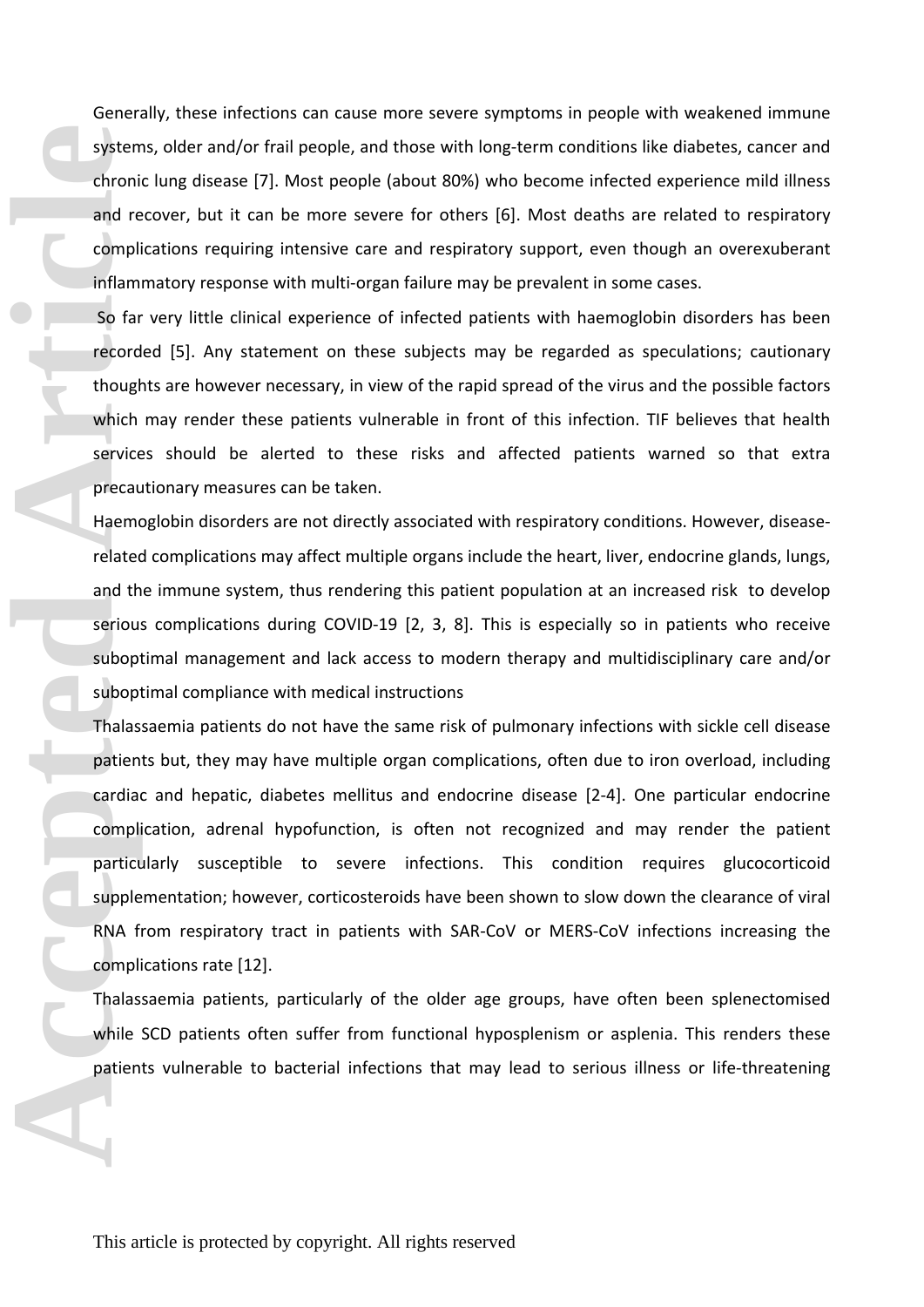Generally, these infections can cause more severe symptoms in people with weakened immune systems, older and/or frail people, and those with long-term conditions like diabetes, cancer and chronic lung disease [7]. Most people (about 80%) who become infected experience mild illness and recover, but it can be more severe for others [6]. Most deaths are related to respiratory complications requiring intensive care and respiratory support, even though an overexuberant inflammatory response with multi-organ failure may be prevalent in some cases.

So far very little clinical experience of infected patients with haemoglobin disorders has been recorded [5]. Any statement on these subjects may be regarded as speculations; cautionary thoughts are however necessary, in view of the rapid spread of the virus and the possible factors which may render these patients vulnerable in front of this infection. TIF believes that health services should be alerted to these risks and affected patients warned so that extra precautionary measures can be taken.

Haemoglobin disorders are not directly associated with respiratory conditions. However, disease-related complications may affect multiple organs include the heart, liver, endocrine glands, lungs, and the immune system, thus rendering this patient population at an increased risk to develop serious complications during COVID-19 [2, 3, 8]. This is especially so in patients who receive suboptimal management and lack access to modern therapy and multidisciplinary care and/or suboptimal compliance with medical instructions

Thalassaemia patients do not have the same risk of pulmonary infections with sickle cell disease patients but, they may have multiple organ complications, often due to iron overload, including cardiac and hepatic, diabetes mellitus and endocrine disease [2-4]. One particular endocrine complication, adrenal hypofunction, is often not recognized and may render the patient particularly susceptible to severe infections. This condition requires glucocorticoid supplementation; however, corticosteroids have been shown to slow down the clearance of viral RNA from respiratory tract in patients with SAR-CoV or MERS-CoV infections increasing the complications rate [12].

Thalassaemia patients, particularly of the older age groups, have often been splenectomised while SCD patients often suffer from functional hyposplenism or asplenia. This renders these patients vulnerable to bacterial infections that may lead to serious illness or life-threatening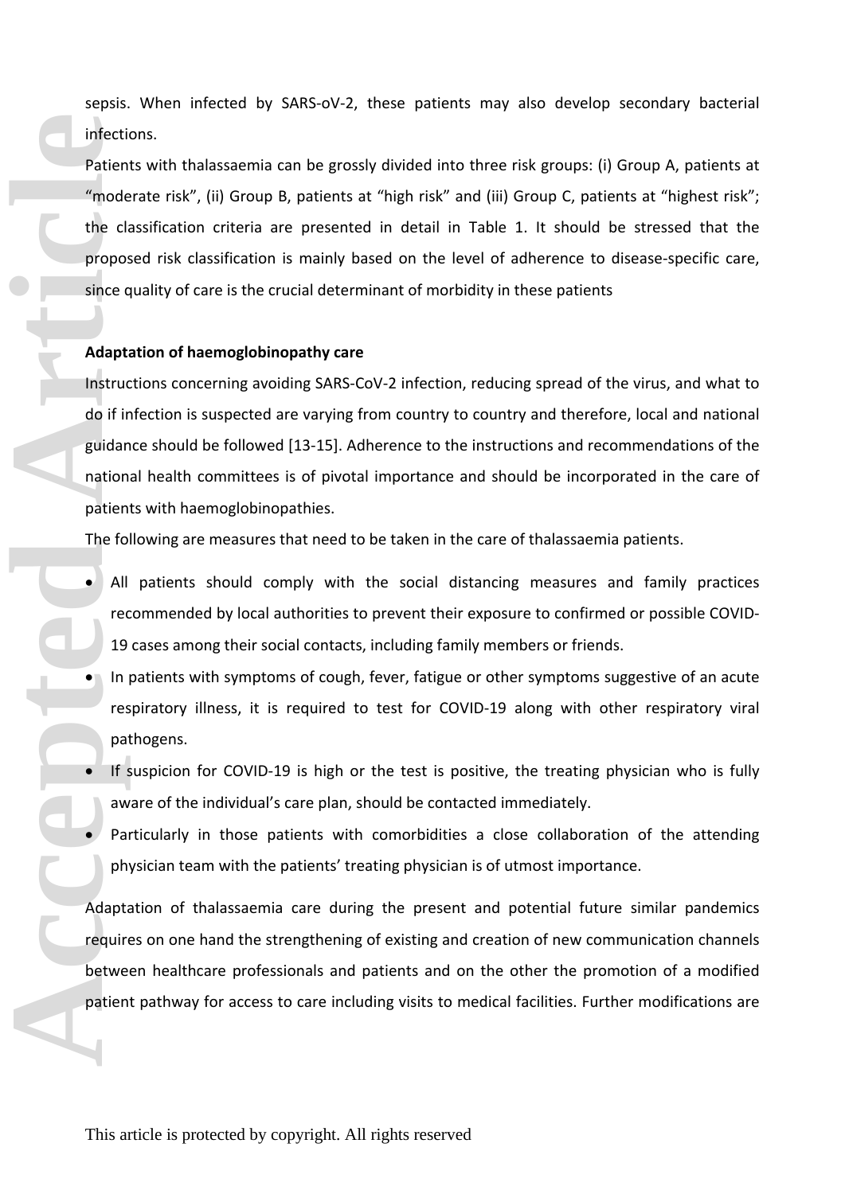sepsis. When infected by SARS-oV-2, these patients may also develop secondary bacterial infections.

Patients with thalassaemia can be grossly divided into three risk groups: (i) Group A, patients at "moderate risk", (ii) Group B, patients at "high risk" and (iii) Group C, patients at "highest risk"; the classification criteria are presented in detail in Table 1. It should be stressed that the proposed risk classification is mainly based on the level of adherence to disease-specific care, since quality of care is the crucial determinant of morbidity in these patients

**Adaptation of haemoglobinopathy care**

Instructions concerning avoiding SARS-CoV-2 infection, reducing spread of the virus, and what to do if infection is suspected are varying from country to country and therefore, local and national guidance should be followed [13-15]. Adherence to the instructions and recommendations of the national health committees is of pivotal importance and should be incorporated in the care of patients with haemoglobinopathies.

The following are measures that need to be taken in the care of thalassaemia patients.

- All patients should comply with the social distancing measures and family practices recommended by local authorities to prevent their exposure to confirmed or possible COVID-19 cases among their social contacts, including family members or friends.
- In patients with symptoms of cough, fever, fatigue or other symptoms suggestive of an acute respiratory illness, it is required to test for COVID-19 along with other respiratory viral pathogens.
- If suspicion for COVID-19 is high or the test is positive, the treating physician who is fully aware of the individual's care plan, should be contacted immediately.
- Particularly in those patients with comorbidities a close collaboration of the attending physician team with the patients' treating physician is of utmost importance.

Adaptation of thalassaemia care during the present and potential future similar pandemics requires on one hand the strengthening of existing and creation of new communication channels between healthcare professionals and patients and on the other the promotion of a modified patient pathway for access to care including visits to medical facilities. Further modifications are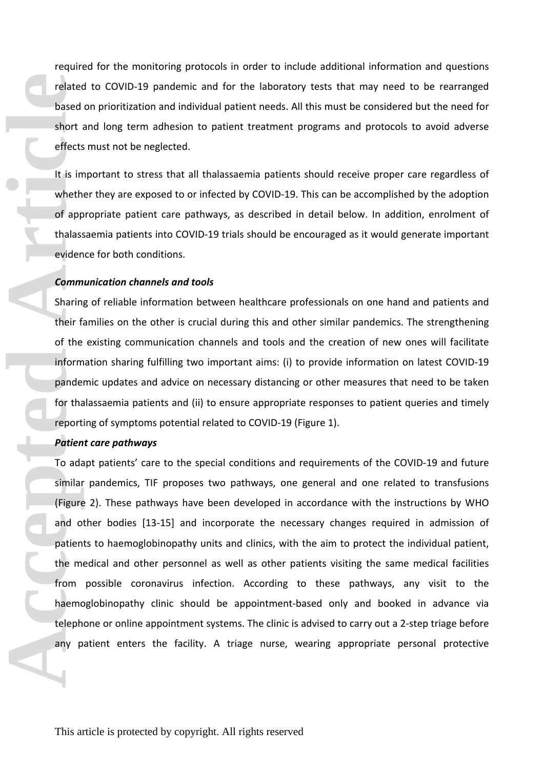required for the monitoring protocols in order to include additional information and questions related to COVID-19 pandemic and for the laboratory tests that may need to be rearranged based on prioritization and individual patient needs. All this must be considered but the need for short and long term adhesion to patient treatment programs and protocols to avoid adverse effects must not be neglected.

It is important to stress that all thalassaemia patients should receive proper care regardless of whether they are exposed to or infected by COVID-19. This can be accomplished by the adoption of appropriate patient care pathways, as described in detail below. In addition, enrolment of thalassaemia patients into COVID-19 trials should be encouraged as it would generate important evidence for both conditions.

***Communication channels and tools***

Sharing of reliable information between healthcare professionals on one hand and patients and their families on the other is crucial during this and other similar pandemics. The strengthening of the existing communication channels and tools and the creation of new ones will facilitate information sharing fulfilling two important aims: (i) to provide information on latest COVID-19 pandemic updates and advice on necessary distancing or other measures that need to be taken for thalassaemia patients and (ii) to ensure appropriate responses to patient queries and timely reporting of symptoms potential related to COVID-19 (Figure 1).

***Patient care pathways***

To adapt patients' care to the special conditions and requirements of the COVID-19 and future similar pandemics, TIF proposes two pathways, one general and one related to transfusions (Figure 2). These pathways have been developed in accordance with the instructions by WHO and other bodies [13-15] and incorporate the necessary changes required in admission of patients to haemoglobinopathy units and clinics, with the aim to protect the individual patient, the medical and other personnel as well as other patients visiting the same medical facilities from possible coronavirus infection. According to these pathways, any visit to the haemoglobinopathy clinic should be appointment-based only and booked in advance via telephone or online appointment systems. The clinic is advised to carry out a 2-step triage before any patient enters the facility. A triage nurse, wearing appropriate personal protective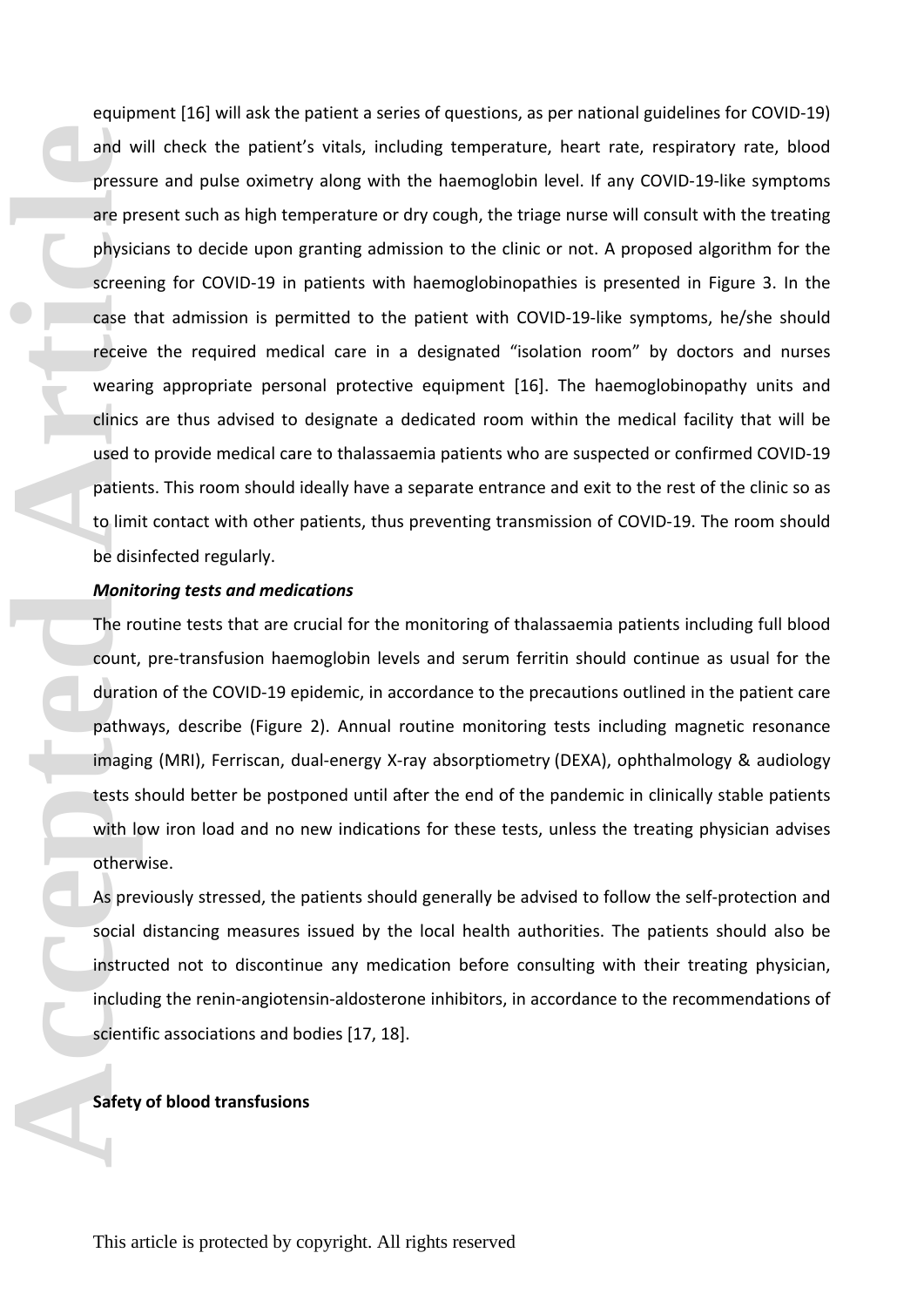equipment [16] will ask the patient a series of questions, as per national guidelines for COVID-19) and will check the patient's vitals, including temperature, heart rate, respiratory rate, blood pressure and pulse oximetry along with the haemoglobin level. If any COVID-19-like symptoms are present such as high temperature or dry cough, the triage nurse will consult with the treating physicians to decide upon granting admission to the clinic or not. A proposed algorithm for the screening for COVID-19 in patients with haemoglobinopathies is presented in Figure 3. In the case that admission is permitted to the patient with COVID-19-like symptoms, he/she should receive the required medical care in a designated "isolation room" by doctors and nurses wearing appropriate personal protective equipment [16]. The haemoglobinopathy units and clinics are thus advised to designate a dedicated room within the medical facility that will be used to provide medical care to thalassaemia patients who are suspected or confirmed COVID-19 patients. This room should ideally have a separate entrance and exit to the rest of the clinic so as to limit contact with other patients, thus preventing transmission of COVID-19. The room should be disinfected regularly.

***Monitoring tests and medications***

The routine tests that are crucial for the monitoring of thalassaemia patients including full blood count, pre-transfusion haemoglobin levels and serum ferritin should continue as usual for the duration of the COVID-19 epidemic, in accordance to the precautions outlined in the patient care pathways, describe (Figure 2). Annual routine monitoring tests including magnetic resonance imaging (MRI), Ferriscan, dual-energy X-ray absorptiometry (DEXA), ophthalmology & audiology tests should better be postponed until after the end of the pandemic in clinically stable patients with low iron load and no new indications for these tests, unless the treating physician advises otherwise.

As previously stressed, the patients should generally be advised to follow the self-protection and social distancing measures issued by the local health authorities. The patients should also be instructed not to discontinue any medication before consulting with their treating physician, including the renin-angiotensin-aldosterone inhibitors, in accordance to the recommendations of scientific associations and bodies [17, 18].

**Safety of blood transfusions**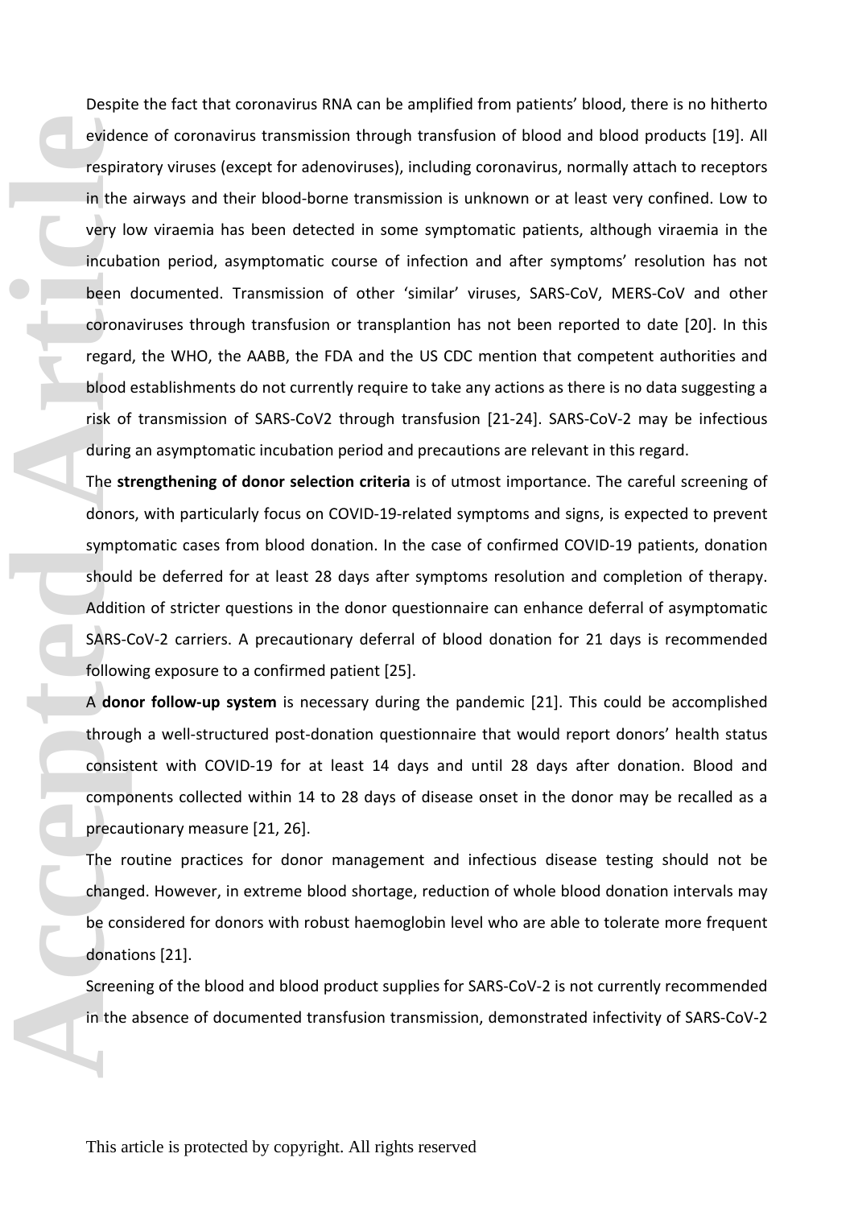Despite the fact that coronavirus RNA can be amplified from patients' blood, there is no hitherto evidence of coronavirus transmission through transfusion of blood and blood products [19]. All respiratory viruses (except for adenoviruses), including coronavirus, normally attach to receptors in the airways and their blood-borne transmission is unknown or at least very confined. Low to very low viraemia has been detected in some symptomatic patients, although viraemia in the incubation period, asymptomatic course of infection and after symptoms' resolution has not been documented. Transmission of other 'similar' viruses, SARS-CoV, MERS-CoV and other coronaviruses through transfusion or transplantion has not been reported to date [20]. In this regard, the WHO, the AABB, the FDA and the US CDC mention that competent authorities and blood establishments do not currently require to take any actions as there is no data suggesting a risk of transmission of SARS-CoV2 through transfusion [21-24]. SARS-CoV-2 may be infectious during an asymptomatic incubation period and precautions are relevant in this regard.

The **strengthening of donor selection criteria** is of utmost importance. The careful screening of donors, with particularly focus on COVID-19-related symptoms and signs, is expected to prevent symptomatic cases from blood donation. In the case of confirmed COVID-19 patients, donation should be deferred for at least 28 days after symptoms resolution and completion of therapy. Addition of stricter questions in the donor questionnaire can enhance deferral of asymptomatic SARS-CoV-2 carriers. A precautionary deferral of blood donation for 21 days is recommended following exposure to a confirmed patient [25].

A **donor follow-up system** is necessary during the pandemic [21]. This could be accomplished through a well-structured post-donation questionnaire that would report donors' health status consistent with COVID-19 for at least 14 days and until 28 days after donation. Blood and components collected within 14 to 28 days of disease onset in the donor may be recalled as a precautionary measure [21, 26].

The routine practices for donor management and infectious disease testing should not be changed. However, in extreme blood shortage, reduction of whole blood donation intervals may be considered for donors with robust haemoglobin level who are able to tolerate more frequent donations [21].

Screening of the blood and blood product supplies for SARS-CoV-2 is not currently recommended in the absence of documented transfusion transmission, demonstrated infectivity of SARS-CoV-2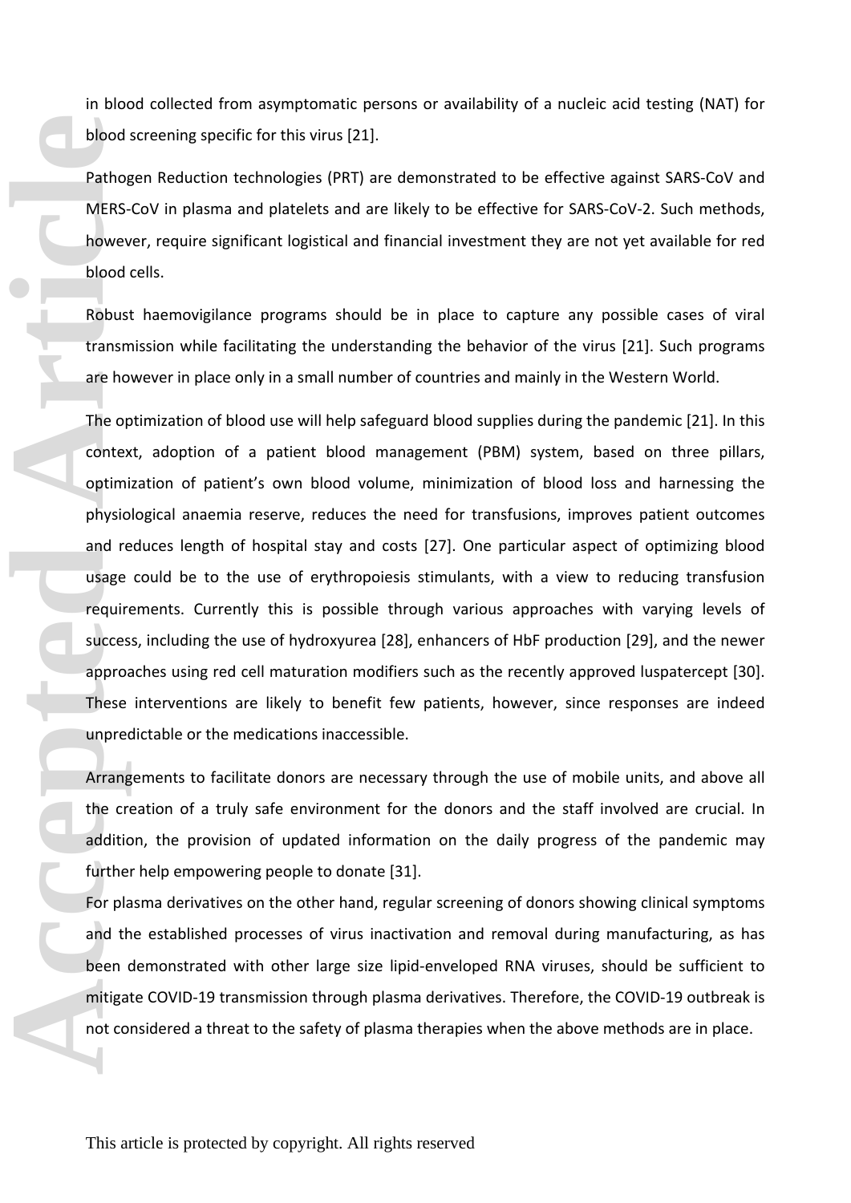in blood collected from asymptomatic persons or availability of a nucleic acid testing (NAT) for blood screening specific for this virus [21].

Pathogen Reduction technologies (PRT) are demonstrated to be effective against SARS-CoV and MERS-CoV in plasma and platelets and are likely to be effective for SARS-CoV-2. Such methods, however, require significant logistical and financial investment they are not yet available for red blood cells.

Robust haemovigilance programs should be in place to capture any possible cases of viral transmission while facilitating the understanding the behavior of the virus [21]. Such programs are however in place only in a small number of countries and mainly in the Western World.

The optimization of blood use will help safeguard blood supplies during the pandemic [21]. In this context, adoption of a patient blood management (PBM) system, based on three pillars, optimization of patient's own blood volume, minimization of blood loss and harnessing the physiological anaemia reserve, reduces the need for transfusions, improves patient outcomes and reduces length of hospital stay and costs [27]. One particular aspect of optimizing blood usage could be to the use of erythropoiesis stimulants, with a view to reducing transfusion requirements. Currently this is possible through various approaches with varying levels of success, including the use of hydroxyurea [28], enhancers of HbF production [29], and the newer approaches using red cell maturation modifiers such as the recently approved luspatercept [30]. These interventions are likely to benefit few patients, however, since responses are indeed unpredictable or the medications inaccessible.

Arrangements to facilitate donors are necessary through the use of mobile units, and above all the creation of a truly safe environment for the donors and the staff involved are crucial. In addition, the provision of updated information on the daily progress of the pandemic may further help empowering people to donate [31].

For plasma derivatives on the other hand, regular screening of donors showing clinical symptoms and the established processes of virus inactivation and removal during manufacturing, as has been demonstrated with other large size lipid-enveloped RNA viruses, should be sufficient to mitigate COVID-19 transmission through plasma derivatives. Therefore, the COVID-19 outbreak is not considered a threat to the safety of plasma therapies when the above methods are in place.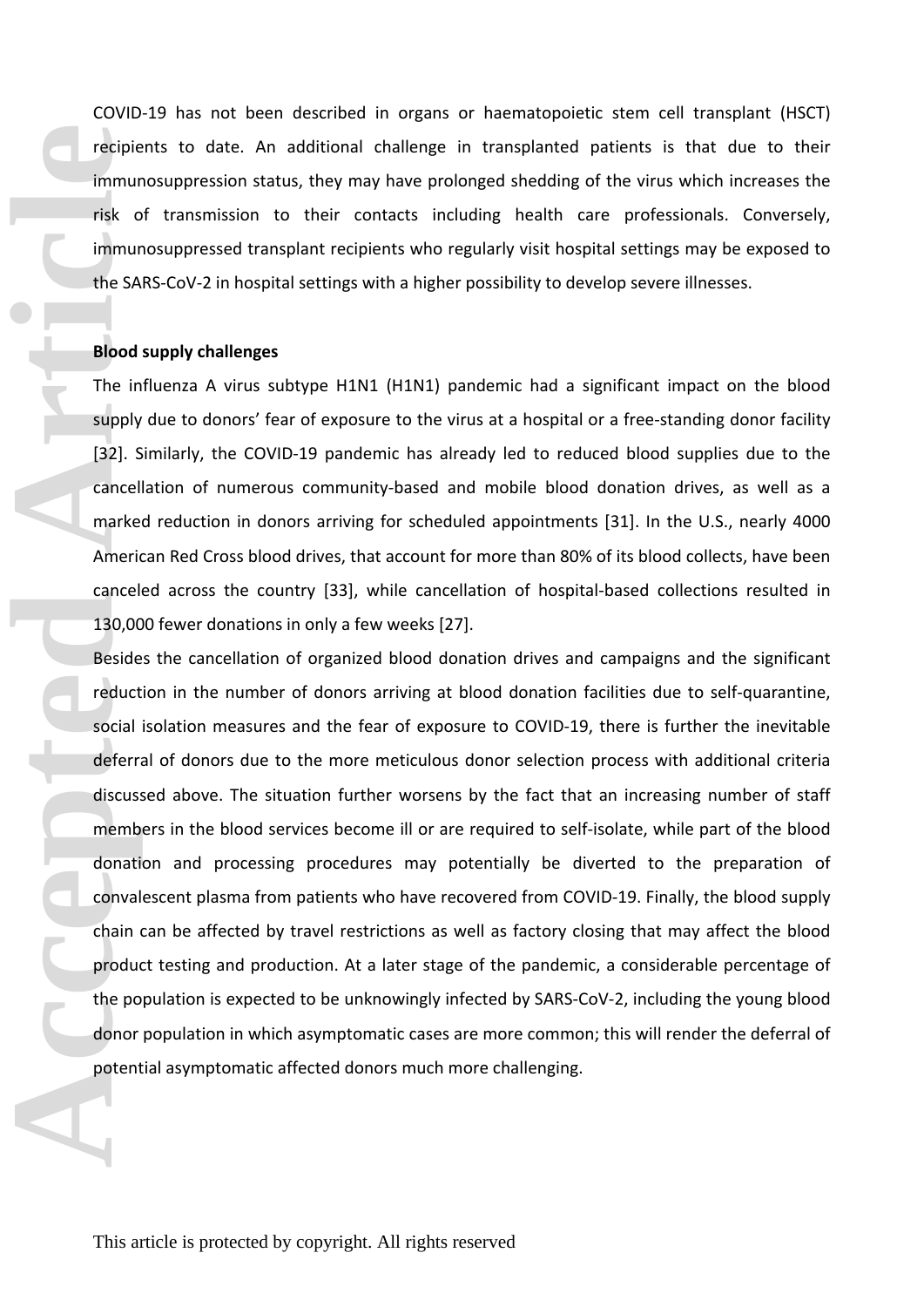COVID-19 has not been described in organs or haematopoietic stem cell transplant (HSCT) recipients to date. An additional challenge in transplanted patients is that due to their immunosuppression status, they may have prolonged shedding of the virus which increases the risk of transmission to their contacts including health care professionals. Conversely, immunosuppressed transplant recipients who regularly visit hospital settings may be exposed to the SARS-CoV-2 in hospital settings with a higher possibility to develop severe illnesses.

**Blood supply challenges**

The influenza A virus subtype H1N1 (H1N1) pandemic had a significant impact on the blood supply due to donors' fear of exposure to the virus at a hospital or a free-standing donor facility [32]. Similarly, the COVID-19 pandemic has already led to reduced blood supplies due to the cancellation of numerous community-based and mobile blood donation drives, as well as a marked reduction in donors arriving for scheduled appointments [31]. In the U.S., nearly 4000 American Red Cross blood drives, that account for more than 80% of its blood collects, have been canceled across the country [33], while cancellation of hospital-based collections resulted in 130,000 fewer donations in only a few weeks [27].

Besides the cancellation of organized blood donation drives and campaigns and the significant reduction in the number of donors arriving at blood donation facilities due to self-quarantine, social isolation measures and the fear of exposure to COVID-19, there is further the inevitable deferral of donors due to the more meticulous donor selection process with additional criteria discussed above. The situation further worsens by the fact that an increasing number of staff members in the blood services become ill or are required to self-isolate, while part of the blood donation and processing procedures may potentially be diverted to the preparation of convalescent plasma from patients who have recovered from COVID-19. Finally, the blood supply chain can be affected by travel restrictions as well as factory closing that may affect the blood product testing and production. At a later stage of the pandemic, a considerable percentage of the population is expected to be unknowingly infected by SARS-CoV-2, including the young blood donor population in which asymptomatic cases are more common; this will render the deferral of potential asymptomatic affected donors much more challenging.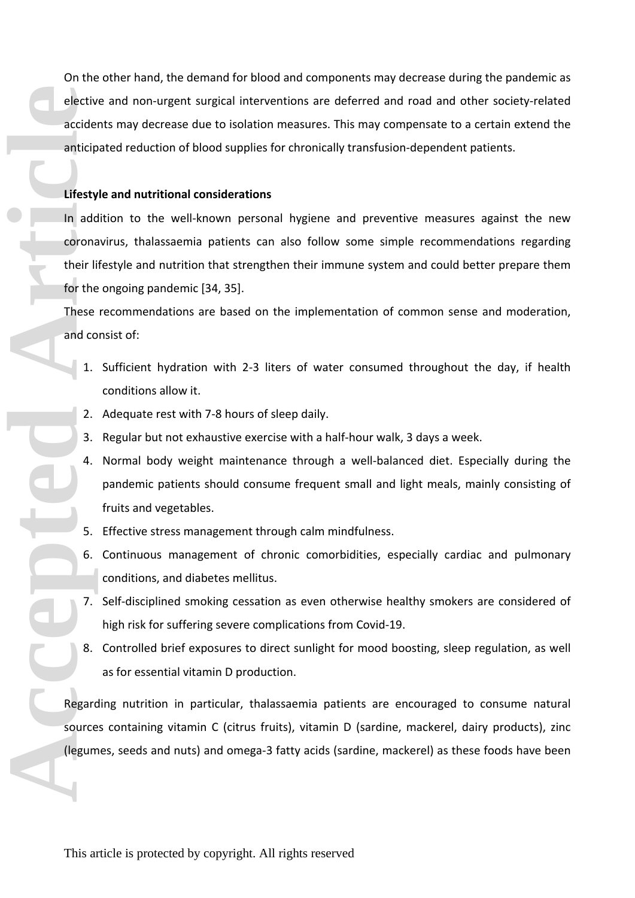On the other hand, the demand for blood and components may decrease during the pandemic as elective and non-urgent surgical interventions are deferred and road and other society-related accidents may decrease due to isolation measures. This may compensate to a certain extend the anticipated reduction of blood supplies for chronically transfusion-dependent patients.

**Lifestyle and nutritional considerations**

In addition to the well-known personal hygiene and preventive measures against the new coronavirus, thalassaemia patients can also follow some simple recommendations regarding their lifestyle and nutrition that strengthen their immune system and could better prepare them for the ongoing pandemic [34, 35].

These recommendations are based on the implementation of common sense and moderation, and consist of:

1. Sufficient hydration with 2-3 liters of water consumed throughout the day, if health conditions allow it.
2. Adequate rest with 7-8 hours of sleep daily.
3. Regular but not exhaustive exercise with a half-hour walk, 3 days a week.
4. Normal body weight maintenance through a well-balanced diet. Especially during the pandemic patients should consume frequent small and light meals, mainly consisting of fruits and vegetables.
5. Effective stress management through calm mindfulness.
6. Continuous management of chronic comorbidities, especially cardiac and pulmonary conditions, and diabetes mellitus.
7. Self-disciplined smoking cessation as even otherwise healthy smokers are considered of high risk for suffering severe complications from Covid-19.
8. Controlled brief exposures to direct sunlight for mood boosting, sleep regulation, as well as for essential vitamin D production.

Regarding nutrition in particular, thalassaemia patients are encouraged to consume natural sources containing vitamin C (citrus fruits), vitamin D (sardine, mackerel, dairy products), zinc (legumes, seeds and nuts) and omega-3 fatty acids (sardine, mackerel) as these foods have been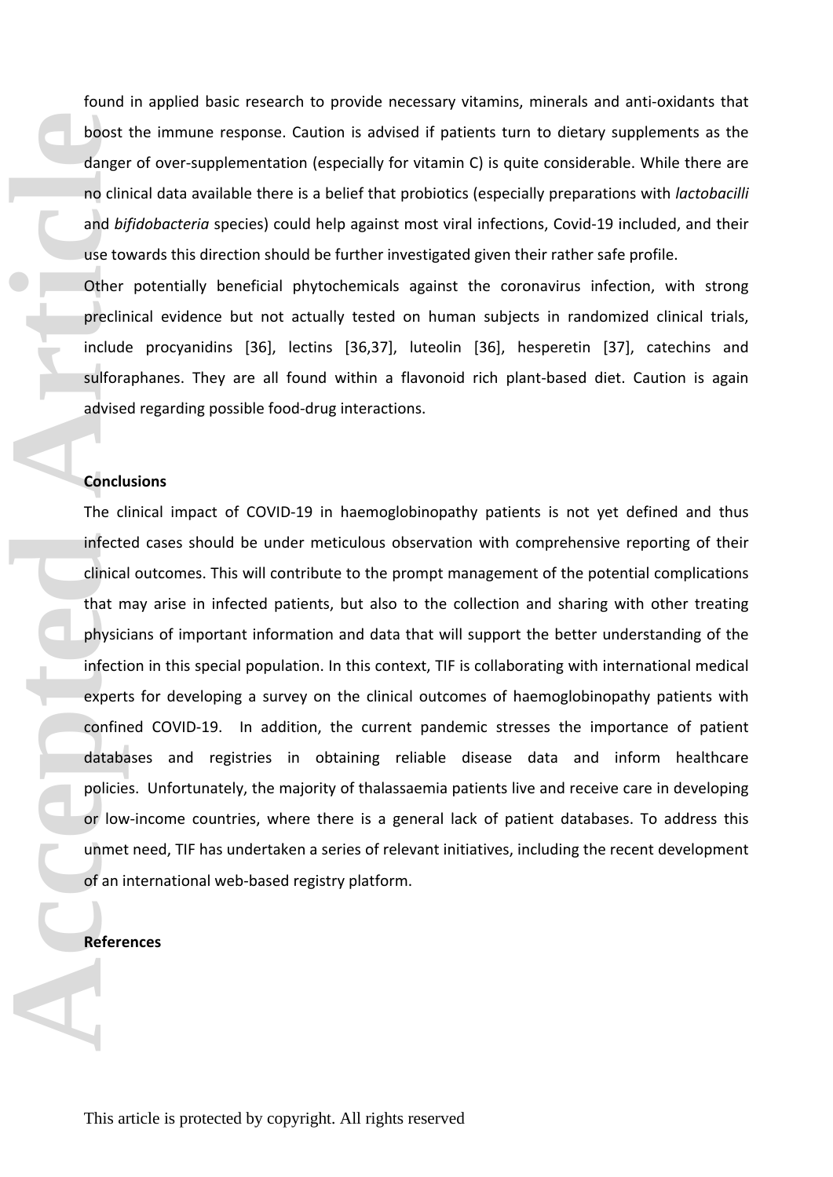found in applied basic research to provide necessary vitamins, minerals and anti-oxidants that boost the immune response. Caution is advised if patients turn to dietary supplements as the danger of over-supplementation (especially for vitamin C) is quite considerable. While there are no clinical data available there is a belief that probiotics (especially preparations with *lactobacilli* and *bifidobacteria* species) could help against most viral infections, Covid-19 included, and their use towards this direction should be further investigated given their rather safe profile.

Other potentially beneficial phytochemicals against the coronavirus infection, with strong preclinical evidence but not actually tested on human subjects in randomized clinical trials, include procyanidins [36], lectins [36,37], luteolin [36], hesperetin [37], catechins and sulforaphanes. They are all found within a flavonoid rich plant-based diet. Caution is again advised regarding possible food-drug interactions.

**Conclusions**

The clinical impact of COVID-19 in haemoglobinopathy patients is not yet defined and thus infected cases should be under meticulous observation with comprehensive reporting of their clinical outcomes. This will contribute to the prompt management of the potential complications that may arise in infected patients, but also to the collection and sharing with other treating physicians of important information and data that will support the better understanding of the infection in this special population. In this context, TIF is collaborating with international medical experts for developing a survey on the clinical outcomes of haemoglobinopathy patients with confined COVID-19. In addition, the current pandemic stresses the importance of patient databases and registries in obtaining reliable disease data and inform healthcare policies. Unfortunately, the majority of thalassaemia patients live and receive care in developing or low-income countries, where there is a general lack of patient databases. To address this unmet need, TIF has undertaken a series of relevant initiatives, including the recent development of an international web-based registry platform.

**References**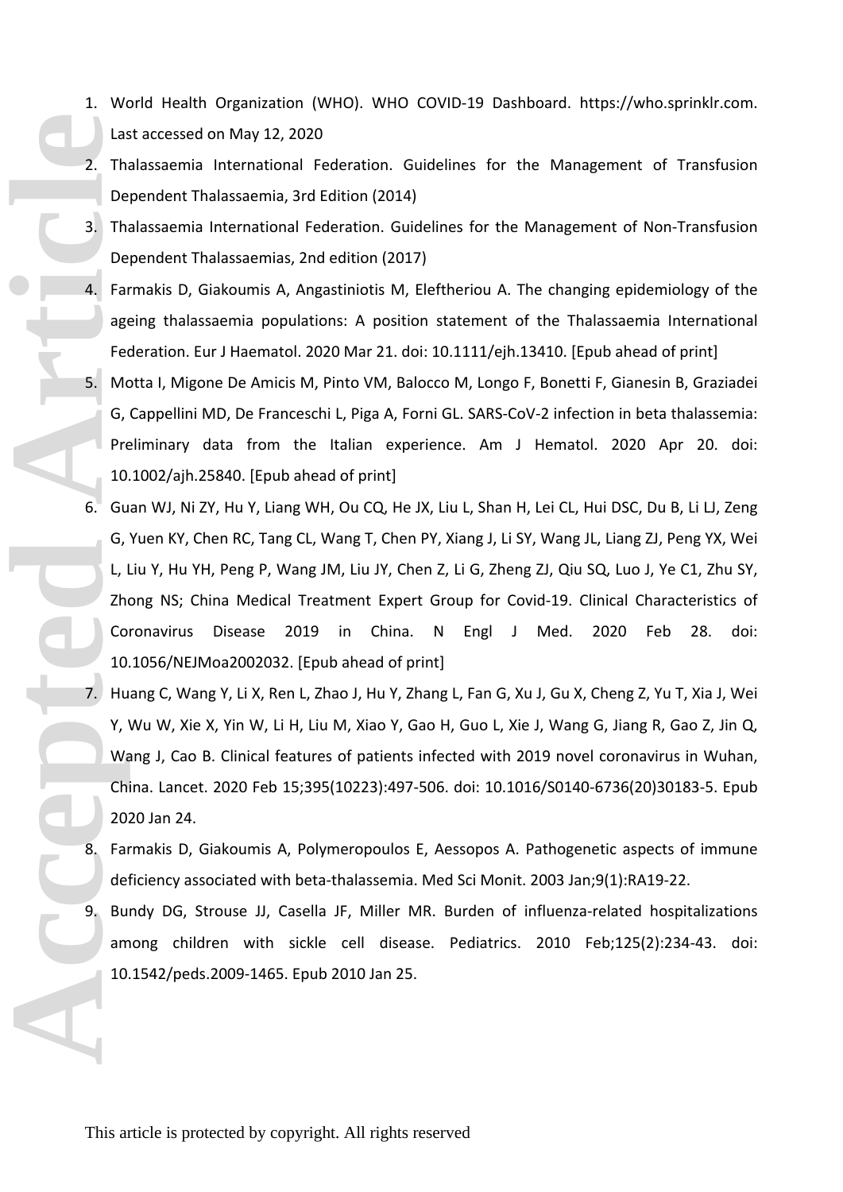1. World Health Organization (WHO). WHO COVID-19 Dashboard. https://who.sprinklr.com. Last accessed on May 12, 2020
2. Thalassaemia International Federation. Guidelines for the Management of Transfusion Dependent Thalassaemia, 3rd Edition (2014)
3. Thalassaemia International Federation. Guidelines for the Management of Non-Transfusion Dependent Thalassaemias, 2nd edition (2017)
4. Farmakis D, Giakoumis A, Angastiniotis M, Eleftheriou A. The changing epidemiology of the ageing thalassaemia populations: A position statement of the Thalassaemia International Federation. Eur J Haematol. 2020 Mar 21. doi: 10.1111/ejh.13410. [Epub ahead of print]
5. Motta I, Migone De Amicis M, Pinto VM, Balocco M, Longo F, Bonetti F, Gianesin B, Graziadei G, Cappellini MD, De Franceschi L, Piga A, Forni GL. SARS-CoV-2 infection in beta thalassemia: Preliminary data from the Italian experience. Am J Hematol. 2020 Apr 20. doi: 10.1002/ajh.25840. [Epub ahead of print]
6. Guan WJ, Ni ZY, Hu Y, Liang WH, Ou CQ, He JX, Liu L, Shan H, Lei CL, Hui DSC, Du B, Li LJ, Zeng G, Yuen KY, Chen RC, Tang CL, Wang T, Chen PY, Xiang J, Li SY, Wang JL, Liang ZJ, Peng YX, Wei L, Liu Y, Hu YH, Peng P, Wang JM, Liu JY, Chen Z, Li G, Zheng ZJ, Qiu SQ, Luo J, Ye C1, Zhu SY, Zhong NS; China Medical Treatment Expert Group for Covid-19. Clinical Characteristics of Coronavirus Disease 2019 in China. N Engl J Med. 2020 Feb 28. doi: 10.1056/NEJMoa2002032. [Epub ahead of print]
7. Huang C, Wang Y, Li X, Ren L, Zhao J, Hu Y, Zhang L, Fan G, Xu J, Gu X, Cheng Z, Yu T, Xia J, Wei Y, Wu W, Xie X, Yin W, Li H, Liu M, Xiao Y, Gao H, Guo L, Xie J, Wang G, Jiang R, Gao Z, Jin Q, Wang J, Cao B. Clinical features of patients infected with 2019 novel coronavirus in Wuhan, China. Lancet. 2020 Feb 15;395(10223):497-506. doi: 10.1016/S0140-6736(20)30183-5. Epub 2020 Jan 24.
8. Farmakis D, Giakoumis A, Polymeropoulos E, Aessopos A. Pathogenetic aspects of immune deficiency associated with beta-thalassemia. Med Sci Monit. 2003 Jan;9(1):RA19-22.
9. Bundy DG, Strouse JJ, Casella JF, Miller MR. Burden of influenza-related hospitalizations among children with sickle cell disease. Pediatrics. 2010 Feb;125(2):234-43. doi: 10.1542/peds.2009-1465. Epub 2010 Jan 25.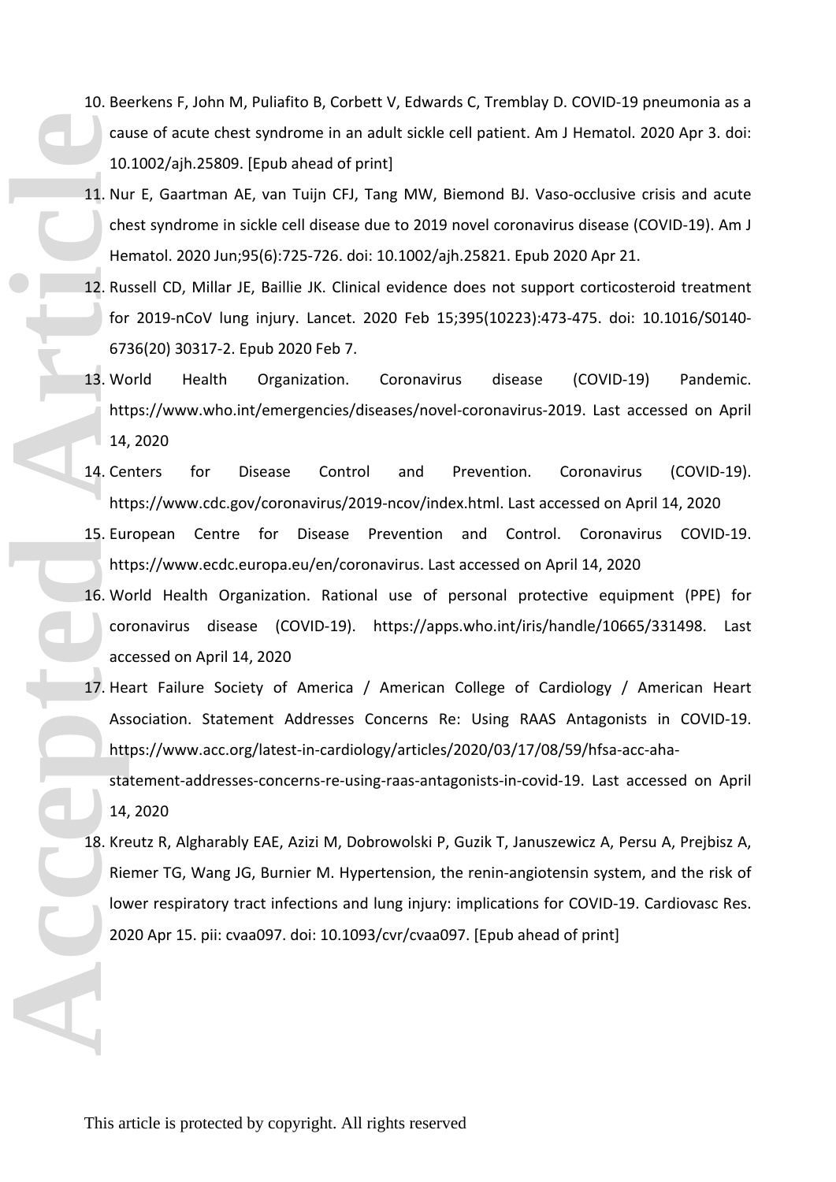10. Beerkens F, John M, Puliafito B, Corbett V, Edwards C, Tremblay D. COVID-19 pneumonia as a cause of acute chest syndrome in an adult sickle cell patient. Am J Hematol. 2020 Apr 3. doi: 10.1002/ajh.25809. [Epub ahead of print]
11. Nur E, Gaartman AE, van Tuijn CFJ, Tang MW, Biemond BJ. Vaso-occlusive crisis and acute chest syndrome in sickle cell disease due to 2019 novel coronavirus disease (COVID-19). Am J Hematol. 2020 Jun;95(6):725-726. doi: 10.1002/ajh.25821. Epub 2020 Apr 21.
12. Russell CD, Millar JE, Baillie JK. Clinical evidence does not support corticosteroid treatment for 2019-nCoV lung injury. Lancet. 2020 Feb 15;395(10223):473-475. doi: 10.1016/S0140-6736(20) 30317-2. Epub 2020 Feb 7.
13. World Health Organization. Coronavirus disease (COVID-19) Pandemic. https://www.who.int/emergencies/diseases/novel-coronavirus-2019. Last accessed on April 14, 2020
14. Centers for Disease Control and Prevention. Coronavirus (COVID-19). https://www.cdc.gov/coronavirus/2019-ncov/index.html. Last accessed on April 14, 2020
15. European Centre for Disease Prevention and Control. Coronavirus COVID-19. https://www.ecdc.europa.eu/en/coronavirus. Last accessed on April 14, 2020
16. World Health Organization. Rational use of personal protective equipment (PPE) for coronavirus disease (COVID-19). https://apps.who.int/iris/handle/10665/331498. Last accessed on April 14, 2020
17. Heart Failure Society of America / American College of Cardiology / American Heart Association. Statement Addresses Concerns Re: Using RAAS Antagonists in COVID-19. https://www.acc.org/latest-in-cardiology/articles/2020/03/17/08/59/hfsa-acc-aha-statement-addresses-concerns-re-using-raas-antagonists-in-covid-19. Last accessed on April 14, 2020
18. Kreutz R, Algharably EAE, Azizi M, Dobrowolski P, Guzik T, Januszewicz A, Persu A, Prejbisz A, Riemer TG, Wang JG, Burnier M. Hypertension, the renin-angiotensin system, and the risk of lower respiratory tract infections and lung injury: implications for COVID-19. Cardiovasc Res. 2020 Apr 15. pii: cvaa097. doi: 10.1093/cvr/cvaa097. [Epub ahead of print]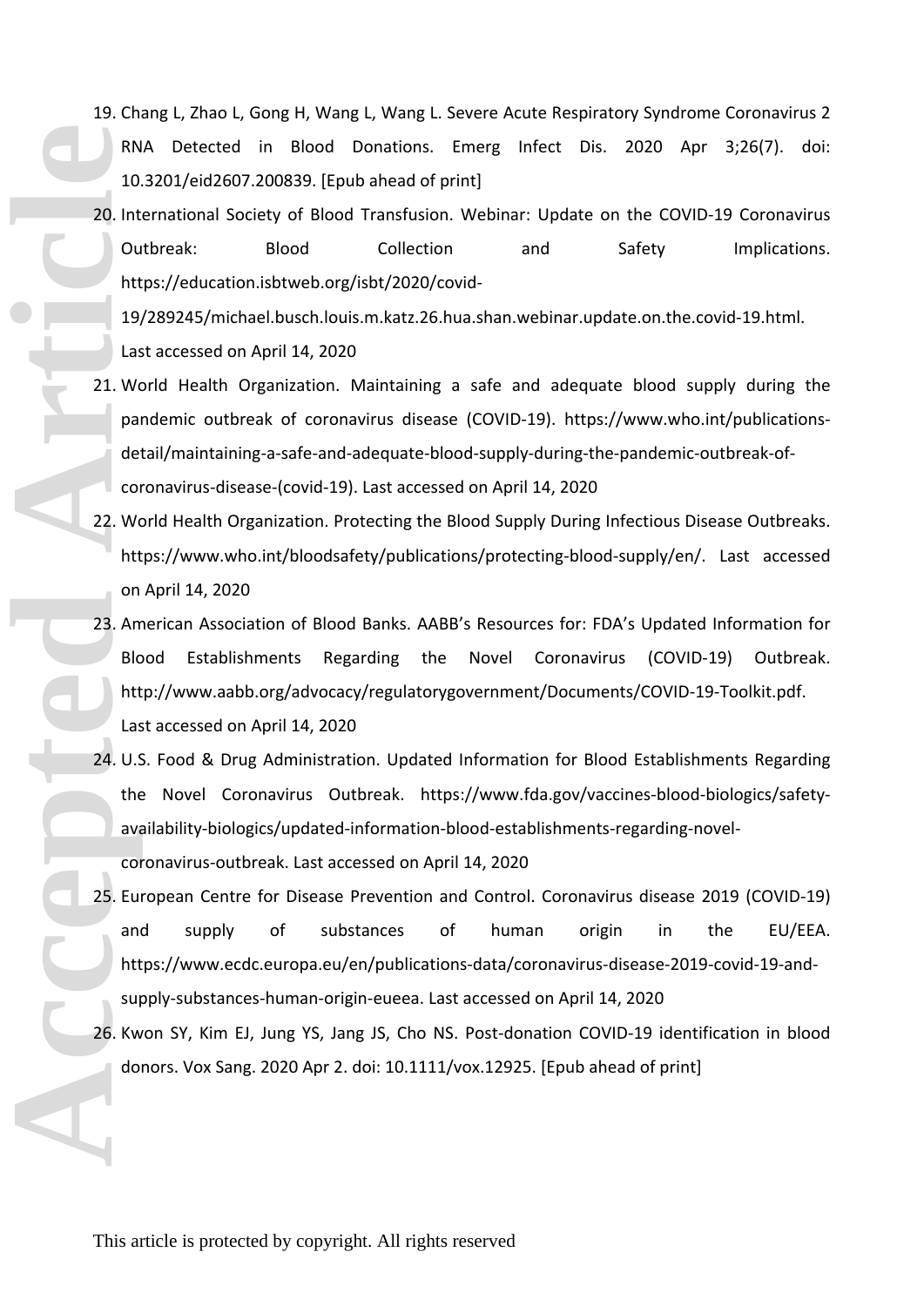19. Chang L, Zhao L, Gong H, Wang L, Wang L. Severe Acute Respiratory Syndrome Coronavirus 2 RNA Detected in Blood Donations. Emerg Infect Dis. 2020 Apr 3;26(7). doi: 10.3201/eid2607.200839. [Epub ahead of print]
20. International Society of Blood Transfusion. Webinar: Update on the COVID-19 Coronavirus Outbreak: Blood Collection and Safety Implications. https://education.isbtweb.org/isbt/2020/covid-19/289245/michael.busch.louis.m.katz.26.hua.shan.webinar.update.on.the.covid-19.html. Last accessed on April 14, 2020
21. World Health Organization. Maintaining a safe and adequate blood supply during the pandemic outbreak of coronavirus disease (COVID-19). https://www.who.int/publications-detail/maintaining-a-safe-and-adequate-blood-supply-during-the-pandemic-outbreak-of-coronavirus-disease-(covid-19). Last accessed on April 14, 2020
22. World Health Organization. Protecting the Blood Supply During Infectious Disease Outbreaks. https://www.who.int/bloodsafety/publications/protecting-blood-supply/en/. Last accessed on April 14, 2020
23. American Association of Blood Banks. AABB's Resources for: FDA's Updated Information for Blood Establishments Regarding the Novel Coronavirus (COVID-19) Outbreak. http://www.aabb.org/advocacy/regulatorygovernment/Documents/COVID-19-Toolkit.pdf. Last accessed on April 14, 2020
24. U.S. Food & Drug Administration. Updated Information for Blood Establishments Regarding the Novel Coronavirus Outbreak. https://www.fda.gov/vaccines-blood-biologics/safety-availability-biologics/updated-information-blood-establishments-regarding-novel-coronavirus-outbreak. Last accessed on April 14, 2020
25. European Centre for Disease Prevention and Control. Coronavirus disease 2019 (COVID-19) and supply of substances of human origin in the EU/EEA. https://www.ecdc.europa.eu/en/publications-data/coronavirus-disease-2019-covid-19-and-supply-substances-human-origin-eueea. Last accessed on April 14, 2020
26. Kwon SY, Kim EJ, Jung YS, Jang JS, Cho NS. Post-donation COVID-19 identification in blood donors. Vox Sang. 2020 Apr 2. doi: 10.1111/vox.12925. [Epub ahead of print]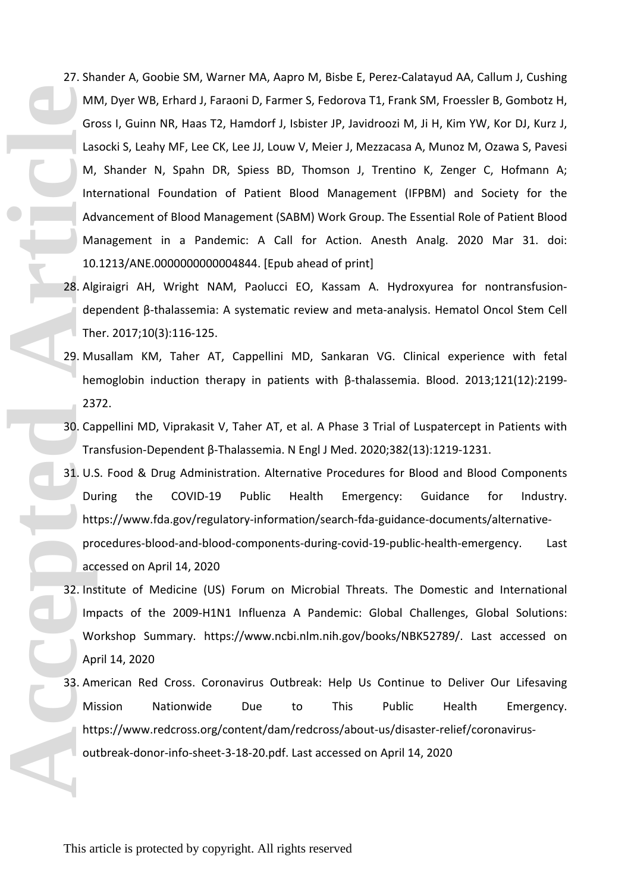27. Shander A, Goobie SM, Warner MA, Aapro M, Bisbe E, Perez-Calatayud AA, Callum J, Cushing MM, Dyer WB, Erhard J, Faraoni D, Farmer S, Fedorova T1, Frank SM, Froessler B, Gombotz H, Gross I, Guinn NR, Haas T2, Hamdorf J, Isbister JP, Javidroozi M, Ji H, Kim YW, Kor DJ, Kurz J, Lasocki S, Leahy MF, Lee CK, Lee JJ, Louw V, Meier J, Mezzacasa A, Munoz M, Ozawa S, Pavesi M, Shander N, Spahn DR, Spiess BD, Thomson J, Trentino K, Zenger C, Hofmann A; International Foundation of Patient Blood Management (IFPBM) and Society for the Advancement of Blood Management (SABM) Work Group. The Essential Role of Patient Blood Management in a Pandemic: A Call for Action. Anesth Analg. 2020 Mar 31. doi: 10.1213/ANE.0000000000004844. [Epub ahead of print]
28. Algiraigri AH, Wright NAM, Paolucci EO, Kassam A. Hydroxyurea for nontransfusion-dependent β-thalassemia: A systematic review and meta-analysis. Hematol Oncol Stem Cell Ther. 2017;10(3):116-125.
29. Musallam KM, Taher AT, Cappellini MD, Sankaran VG. Clinical experience with fetal hemoglobin induction therapy in patients with β-thalassemia. Blood. 2013;121(12):2199-2372.
30. Cappellini MD, Viprakasit V, Taher AT, et al. A Phase 3 Trial of Luspatercept in Patients with Transfusion-Dependent β-Thalassemia. N Engl J Med. 2020;382(13):1219-1231.
31. U.S. Food & Drug Administration. Alternative Procedures for Blood and Blood Components During the COVID-19 Public Health Emergency: Guidance for Industry. https://www.fda.gov/regulatory-information/search-fda-guidance-documents/alternative-procedures-blood-and-blood-components-during-covid-19-public-health-emergency. Last accessed on April 14, 2020
32. Institute of Medicine (US) Forum on Microbial Threats. The Domestic and International Impacts of the 2009-H1N1 Influenza A Pandemic: Global Challenges, Global Solutions: Workshop Summary. https://www.ncbi.nlm.nih.gov/books/NBK52789/. Last accessed on April 14, 2020
33. American Red Cross. Coronavirus Outbreak: Help Us Continue to Deliver Our Lifesaving Mission Nationwide Due to This Public Health Emergency. https://www.redcross.org/content/dam/redcross/about-us/disaster-relief/coronavirus-outbreak-donor-info-sheet-3-18-20.pdf. Last accessed on April 14, 2020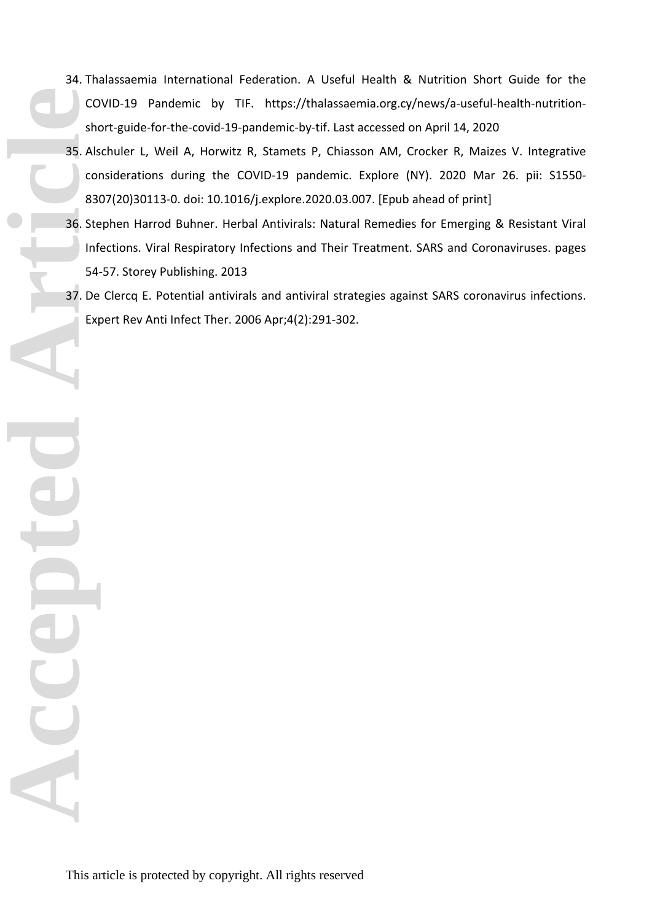34. Thalassaemia International Federation. A Useful Health & Nutrition Short Guide for the COVID-19 Pandemic by TIF. https://thalassaemia.org.cy/news/a-useful-health-nutrition-short-guide-for-the-covid-19-pandemic-by-tif. Last accessed on April 14, 2020
35. Alschuler L, Weil A, Horwitz R, Stamets P, Chiasson AM, Crocker R, Maizes V. Integrative considerations during the COVID-19 pandemic. Explore (NY). 2020 Mar 26. pii: S1550-8307(20)30113-0. doi: 10.1016/j.explore.2020.03.007. [Epub ahead of print]
36. Stephen Harrod Buhner. Herbal Antivirals: Natural Remedies for Emerging & Resistant Viral Infections. Viral Respiratory Infections and Their Treatment. SARS and Coronaviruses. pages 54-57. Storey Publishing. 2013
37. De Clercq E. Potential antivirals and antiviral strategies against SARS coronavirus infections. Expert Rev Anti Infect Ther. 2006 Apr;4(2):291-302.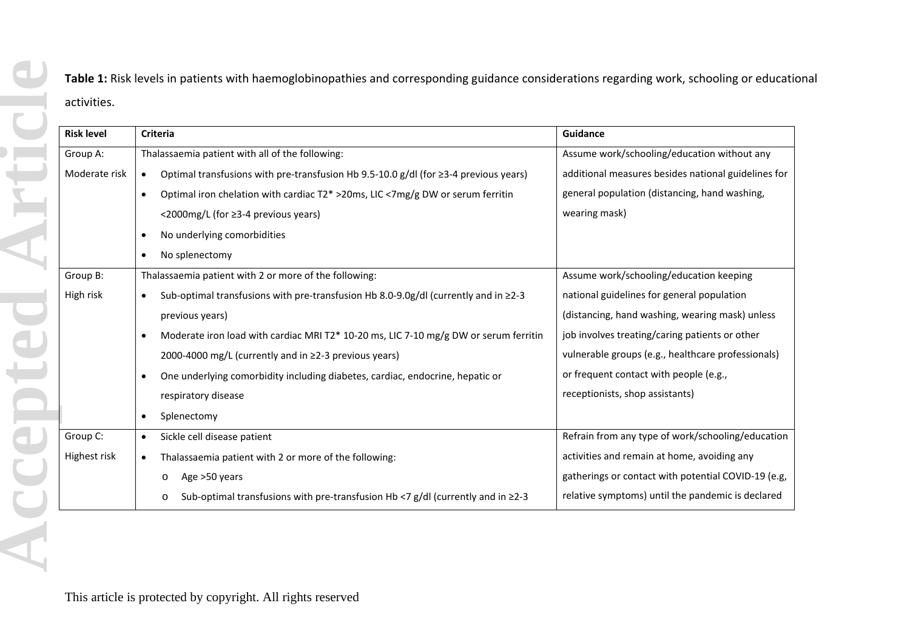**Table 1:** Risk levels in patients with haemoglobinopathies and corresponding guidance considerations regarding work, schooling or educational activities.

| Risk level | Criteria | Guidance |
|---|---|---|
| Group A: Moderate risk | Thalassaemia patient with all of the following:<br>• Optimal transfusions with pre-transfusion Hb 9.5-10.0 g/dl (for ≥3-4 previous years)<br>• Optimal iron chelation with cardiac T2* >20ms, LIC <7mg/g DW or serum ferritin <2000mg/L (for ≥3-4 previous years)<br>• No underlying comorbidities<br>• No splenectomy | Assume work/schooling/education without any additional measures besides national guidelines for general population (distancing, hand washing, wearing mask) |
| Group B: High risk | Thalassaemia patient with 2 or more of the following:<br>• Sub-optimal transfusions with pre-transfusion Hb 8.0-9.0g/dl (currently and in ≥2-3 previous years)<br>• Moderate iron load with cardiac MRI T2* 10-20 ms, LIC 7-10 mg/g DW or serum ferritin 2000-4000 mg/L (currently and in ≥2-3 previous years)<br>• One underlying comorbidity including diabetes, cardiac, endocrine, hepatic or respiratory disease<br>• Splenectomy | Assume work/schooling/education keeping national guidelines for general population (distancing, hand washing, wearing mask) unless job involves treating/caring patients or other vulnerable groups (e.g., healthcare professionals) or frequent contact with people (e.g., receptionists, shop assistants) |
| Group C: Highest risk | • Sickle cell disease patient<br>• Thalassaemia patient with 2 or more of the following:<br>o Age >50 years<br>o Sub-optimal transfusions with pre-transfusion Hb <7 g/dl (currently and in ≥2-3 | Refrain from any type of work/schooling/education activities and remain at home, avoiding any gatherings or contact with potential COVID-19 (e.g, relative symptoms) until the pandemic is declared |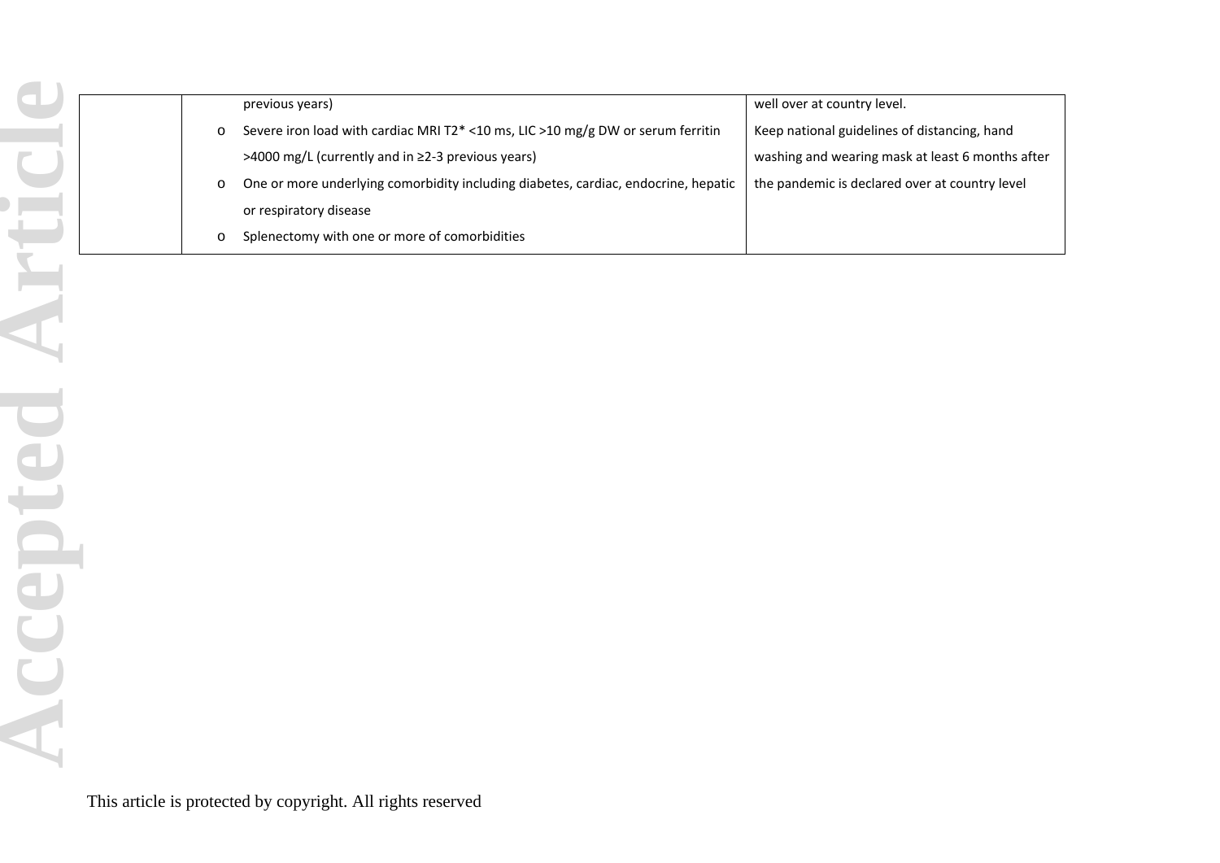| | | |
|---|---|---|
| | previous years)<br>o Severe iron load with cardiac MRI T2* <10 ms, LIC >10 mg/g DW or serum ferritin >4000 mg/L (currently and in ≥2-3 previous years)<br>o One or more underlying comorbidity including diabetes, cardiac, endocrine, hepatic or respiratory disease<br>o Splenectomy with one or more of comorbidities | well over at country level.<br>Keep national guidelines of distancing, hand washing and wearing mask at least 6 months after the pandemic is declared over at country level |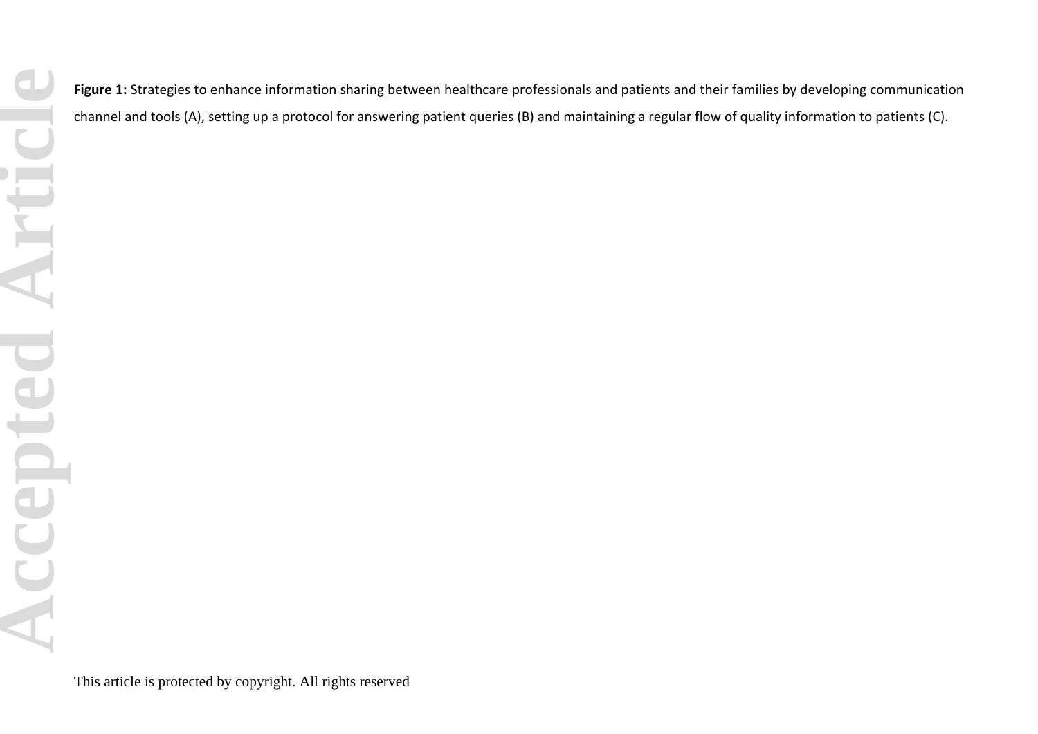**Figure 1:** Strategies to enhance information sharing between healthcare professionals and patients and their families by developing communication channel and tools (A), setting up a protocol for answering patient queries (B) and maintaining a regular flow of quality information to patients (C).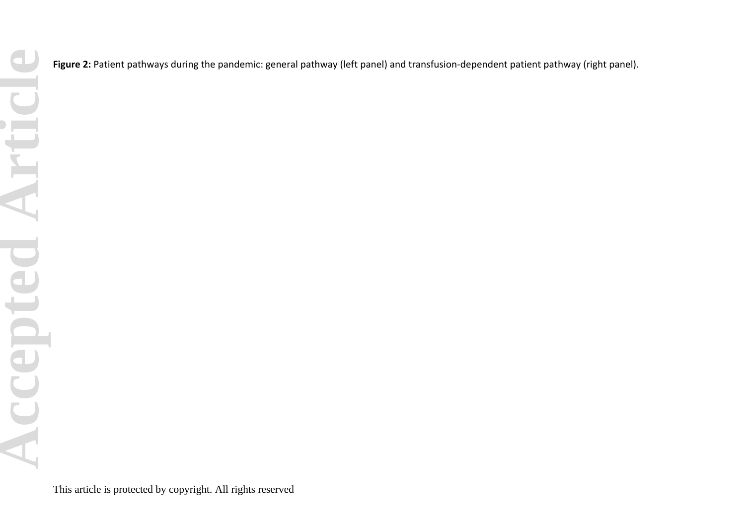**Figure 2:** Patient pathways during the pandemic: general pathway (left panel) and transfusion-dependent patient pathway (right panel).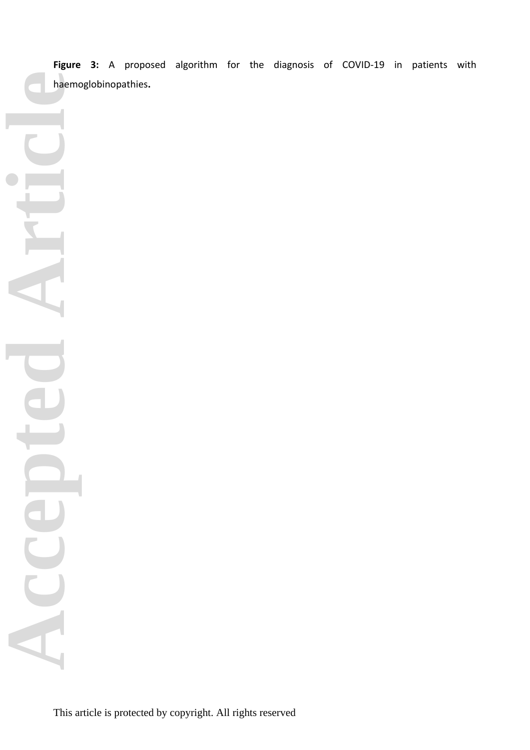**Figure 3:** A proposed algorithm for the diagnosis of COVID-19 in patients with haemoglobinopathies.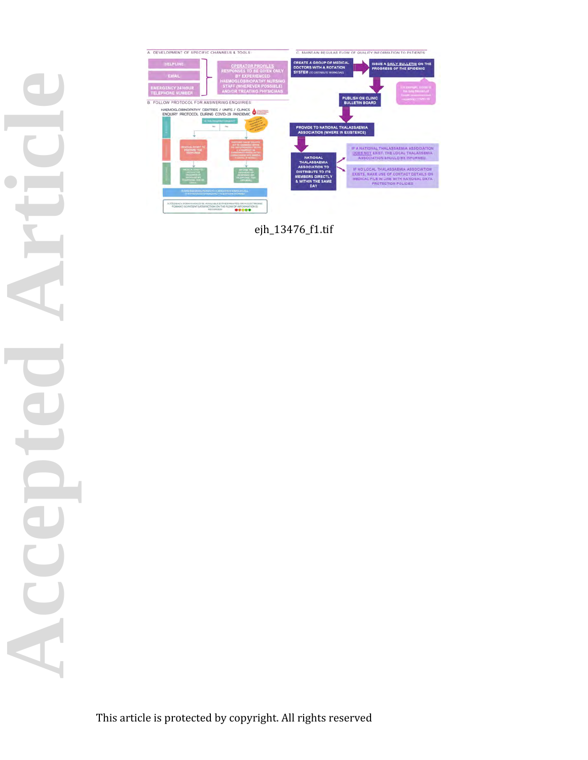A. DEVELOPMENT OF SPECIFIC CHANNELS & TOOLS:

HELPLINE

EMAIL

EMERGENCY 24 HOUR TELEPHONE NUMBER

OPERATOR PROFILES: RESPONSES TO BE GIVEN ONLY BY EXPERIENCED HAEMOGLOBINOPATHY NURSING STAFF (WHEREVER POSSIBLE) AND/OR TREATING PHYSICIANS

B. FOLLOW PROTOCOL FOR ANSWERING ENQUIRIES:

HAEMOGLOBINOPATHY CENTRES / UNITS / CLINICS ENQUIRY PROTOCOL DURING COVID-19 PANDEMIC

C. MAINTAIN REGULAR FLOW OF QUALITY INFORMATION TO PATIENTS:

CREATE A GROUP OF MEDICAL DOCTORS WITH A ROTATION SYSTEM (TO DISTRIBUTE WORKLOAD)

ISSUE A DAILY BULLETIN ON THE PROGRESS OF THE EPIDEMIC

PUBLISH ON CLINIC BULLETIN BOARD

PROVIDE TO NATIONAL THALASSAEMIA ASSOCIATION (WHERE IN EXISTENCE)

NATIONAL THALASSAEMIA ASSOCIATION TO DISTRIBUTE TO ITS MEMBERS DIRECTLY & WITHIN THE SAME DAY

IF A NATIONAL THALASSAEMIA ASSOCIATION DOES NOT EXIST, THE LOCAL THALASSAEMIA ASSOCIATION SHOULD BE INFORMED

IF NO LOCAL THALASSAEMIA ASSOCIATION EXISTS, MAKE USE OF CONTACT DETAILS ON MEDICAL FILE IN LINE WITH NATIONAL DATA PROTECTION POLICIES

ejh_13476_f1.tif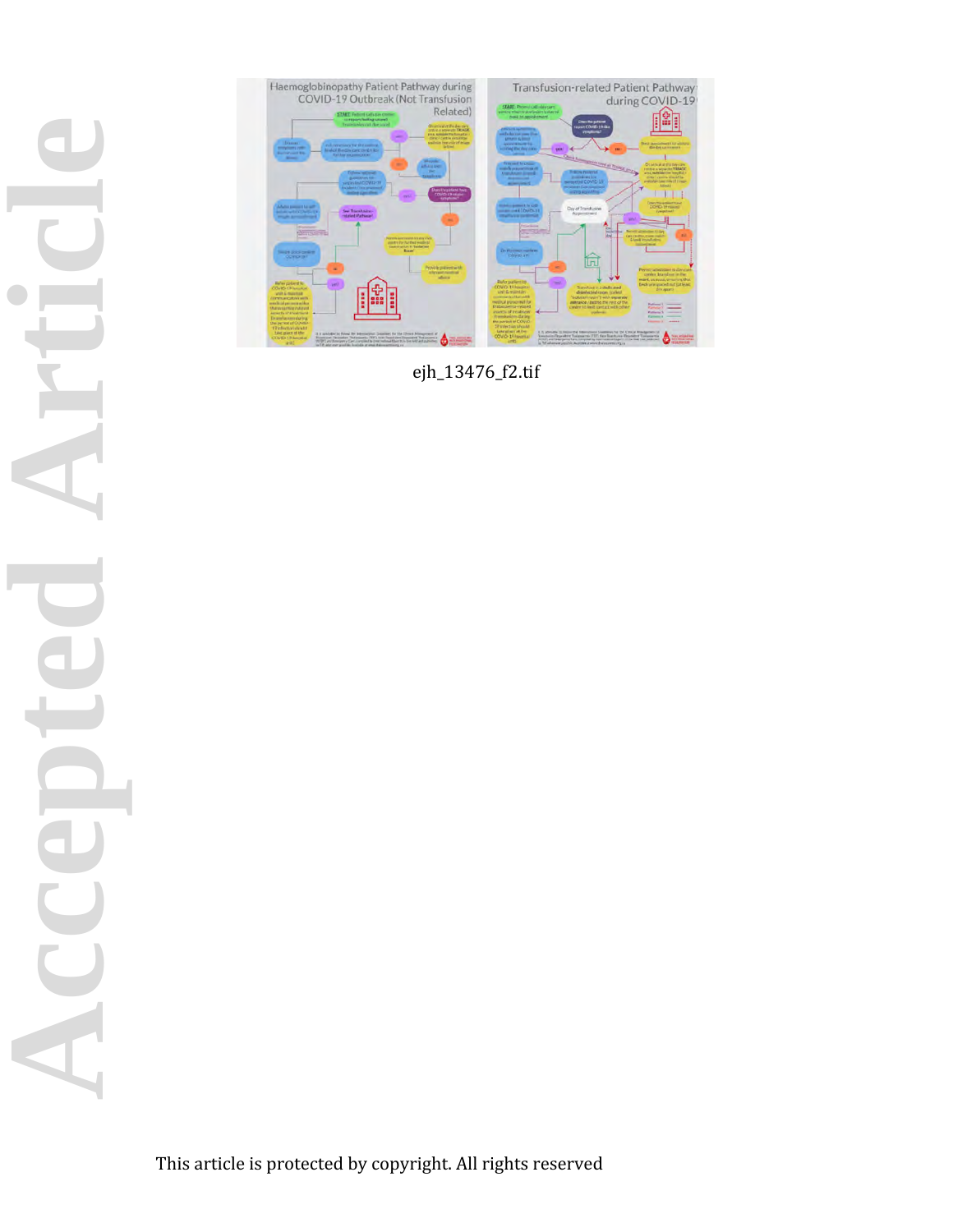ejh_13476_f2.tif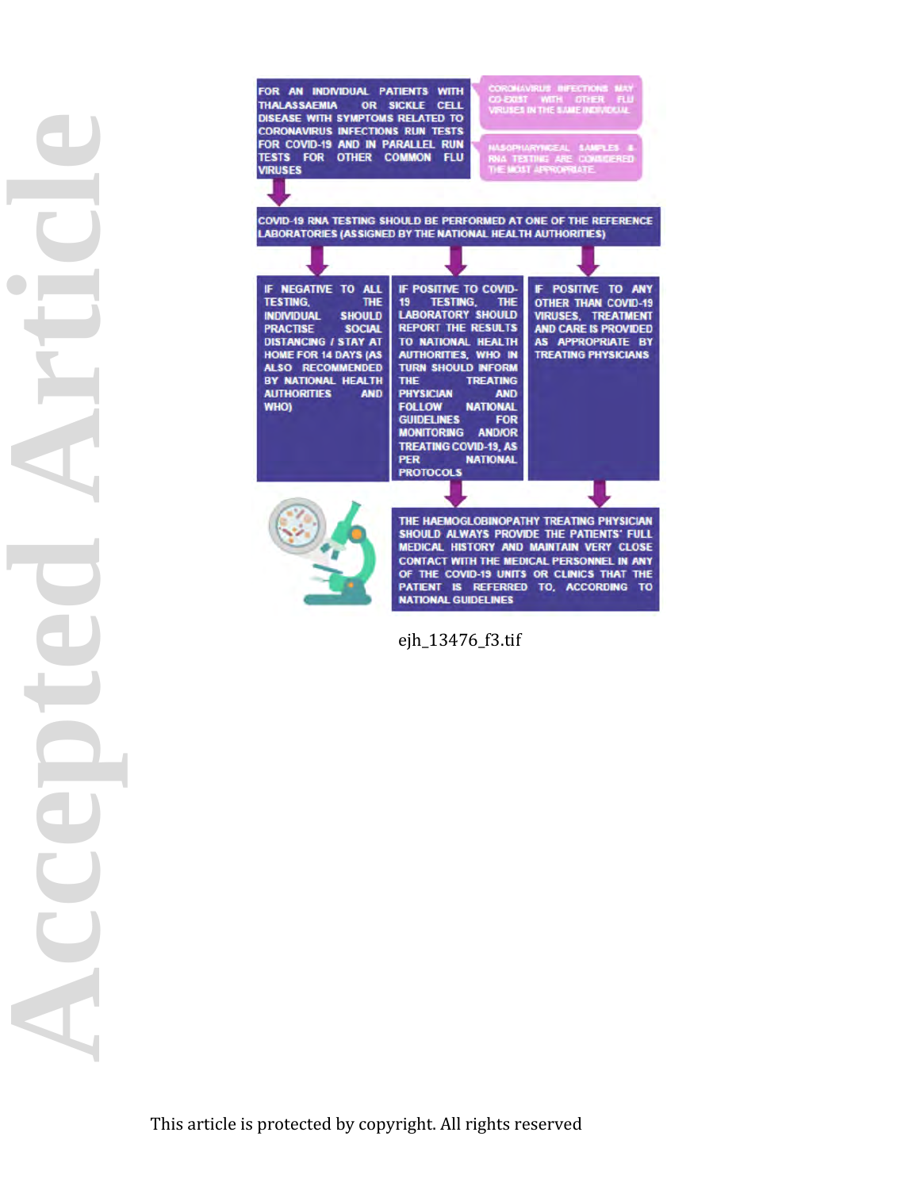FOR AN INDIVIDUAL PATIENTS WITH THALASSAEMIA OR SICKLE CELL DISEASE WITH SYMPTOMS RELATED TO CORONAVIRUS INFECTIONS RUN TESTS FOR COVID-19 AND IN PARALLEL RUN TESTS FOR OTHER COMMON FLU VIRUSES

CORONAVIRUS INFECTIONS MAY CO-EXIST WITH OTHER FLU VIRUSES IN THE SAME INDIVIDUAL

NASOPHARYNGEAL SAMPLES & RNA TESTING ARE CONSIDERED THE MOST APPROPRIATE

COVID-19 RNA TESTING SHOULD BE PERFORMED AT ONE OF THE REFERENCE LABORATORIES (ASSIGNED BY THE NATIONAL HEALTH AUTHORITIES)

IF NEGATIVE TO ALL TESTING, THE INDIVIDUAL SHOULD PRACTISE SOCIAL DISTANCING / STAY AT HOME FOR 14 DAYS (AS ALSO RECOMMENDED BY NATIONAL HEALTH AUTHORITIES AND WHO)

IF POSITIVE TO COVID-19 TESTING, THE LABORATORY SHOULD REPORT THE RESULTS TO NATIONAL HEALTH AUTHORITIES, WHO IN TURN SHOULD INFORM THE TREATING PHYSICIAN AND FOLLOW NATIONAL GUIDELINES FOR MONITORING AND/OR TREATING COVID-19, AS PER NATIONAL PROTOCOLS

IF POSITIVE TO ANY OTHER THAN COVID-19 VIRUSES, TREATMENT AND CARE IS PROVIDED AS APPROPRIATE BY TREATING PHYSICIANS

THE HAEMOGLOBINOPATHY TREATING PHYSICIAN SHOULD ALWAYS PROVIDE THE PATIENTS' FULL MEDICAL HISTORY AND MAINTAIN VERY CLOSE CONTACT WITH THE MEDICAL PERSONNEL IN ANY OF THE COVID-19 UNITS OR CLINICS THAT THE PATIENT IS REFERRED TO, ACCORDING TO NATIONAL GUIDELINES

ejh_13476_f3.tif